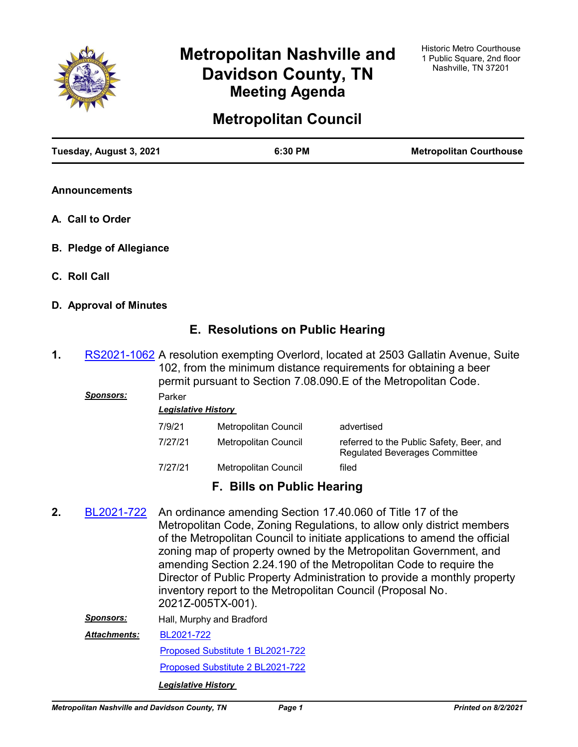# Metropolitan Nashville and Davidson County, TN
## Meeting Agenda

Historic Metro Courthouse
1 Public Square, 2nd floor
Nashville, TN 37201

# Metropolitan Council

**Tuesday, August 3, 2021** | **6:30 PM** | **Metropolitan Courthouse**

### Announcements

### A. Call to Order

### B. Pledge of Allegiance

### C. Roll Call

### D. Approval of Minutes

## E. Resolutions on Public Hearing

**1.** RS2021-1062 A resolution exempting Overlord, located at 2503 Gallatin Avenue, Suite 102, from the minimum distance requirements for obtaining a beer permit pursuant to Section 7.08.090.E of the Metropolitan Code.

***Sponsors:*** Parker

***Legislative History***

| | | |
|---|---|---|
| 7/9/21 | Metropolitan Council | advertised |
| 7/27/21 | Metropolitan Council | referred to the Public Safety, Beer, and Regulated Beverages Committee |
| 7/27/21 | Metropolitan Council | filed |

## F. Bills on Public Hearing

**2.** BL2021-722 An ordinance amending Section 17.40.060 of Title 17 of the Metropolitan Code, Zoning Regulations, to allow only district members of the Metropolitan Council to initiate applications to amend the official zoning map of property owned by the Metropolitan Government, and amending Section 2.24.190 of the Metropolitan Code to require the Director of Public Property Administration to provide a monthly property inventory report to the Metropolitan Council (Proposal No. 2021Z-005TX-001).

***Sponsors:*** Hall, Murphy and Bradford

***Attachments:*** BL2021-722
Proposed Substitute 1 BL2021-722
Proposed Substitute 2 BL2021-722

***Legislative History***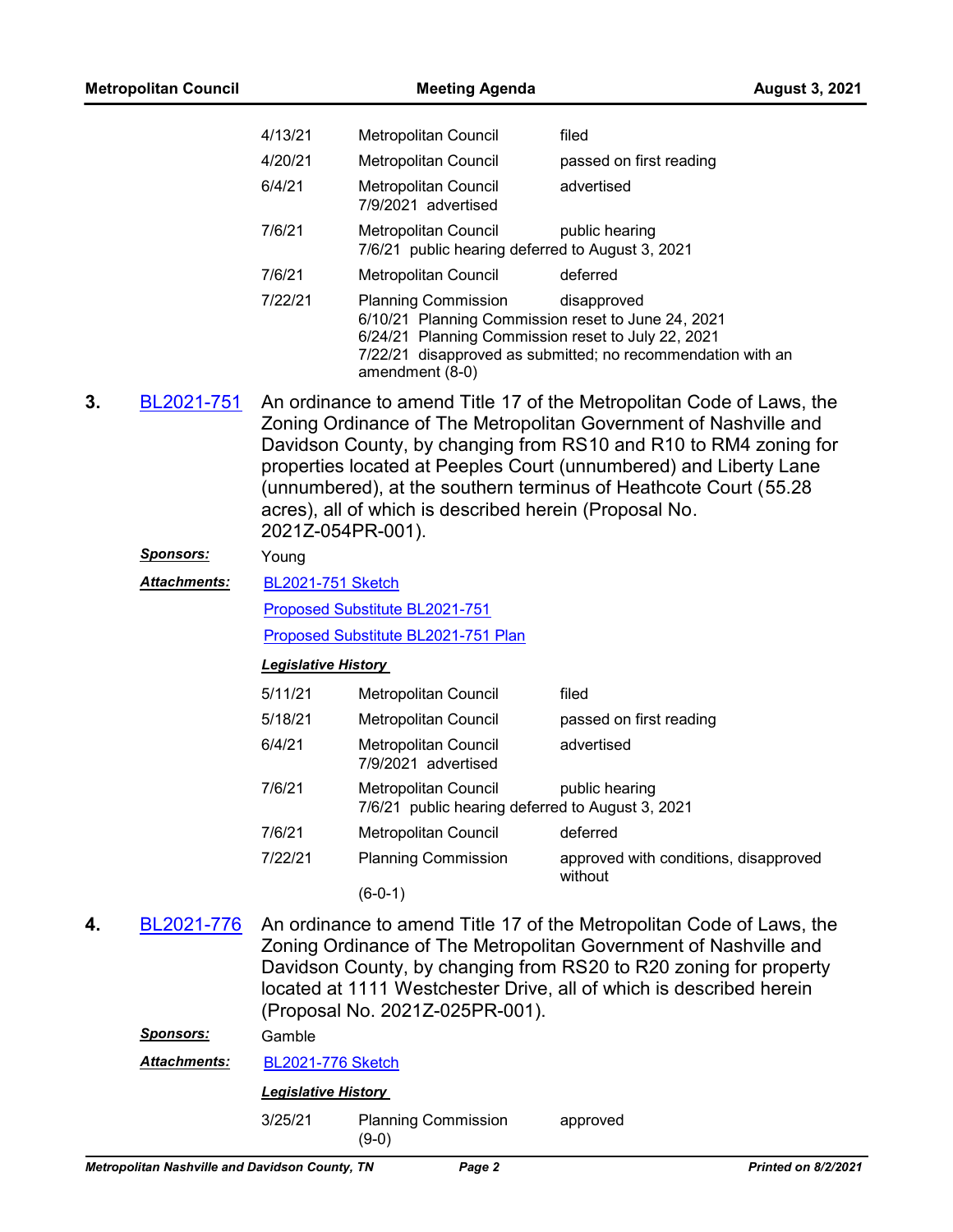| | | |
|---|---|---|
| 4/13/21 | Metropolitan Council | filed |
| 4/20/21 | Metropolitan Council | passed on first reading |
| 6/4/21 | Metropolitan Council<br>7/9/2021 advertised | advertised |
| 7/6/21 | Metropolitan Council<br>7/6/21 public hearing deferred to August 3, 2021 | public hearing |
| 7/6/21 | Metropolitan Council | deferred |
| 7/22/21 | Planning Commission<br>6/10/21 Planning Commission reset to June 24, 2021<br>6/24/21 Planning Commission reset to July 22, 2021<br>7/22/21 disapproved as submitted; no recommendation with an amendment (8-0) | disapproved |

**3.** BL2021-751 An ordinance to amend Title 17 of the Metropolitan Code of Laws, the Zoning Ordinance of The Metropolitan Government of Nashville and Davidson County, by changing from RS10 and R10 to RM4 zoning for properties located at Peeples Court (unnumbered) and Liberty Lane (unnumbered), at the southern terminus of Heathcote Court (55.28 acres), all of which is described herein (Proposal No. 2021Z-054PR-001).

***Sponsors:*** Young

***Attachments:*** BL2021-751 Sketch
Proposed Substitute BL2021-751
Proposed Substitute BL2021-751 Plan

***Legislative History***

| | | |
|---|---|---|
| 5/11/21 | Metropolitan Council | filed |
| 5/18/21 | Metropolitan Council | passed on first reading |
| 6/4/21 | Metropolitan Council<br>7/9/2021 advertised | advertised |
| 7/6/21 | Metropolitan Council<br>7/6/21 public hearing deferred to August 3, 2021 | public hearing |
| 7/6/21 | Metropolitan Council | deferred |
| 7/22/21 | Planning Commission<br>(6-0-1) | approved with conditions, disapproved without |

**4.** BL2021-776 An ordinance to amend Title 17 of the Metropolitan Code of Laws, the Zoning Ordinance of The Metropolitan Government of Nashville and Davidson County, by changing from RS20 to R20 zoning for property located at 1111 Westchester Drive, all of which is described herein (Proposal No. 2021Z-025PR-001).

***Sponsors:*** Gamble

***Attachments:*** BL2021-776 Sketch

***Legislative History***

| | | |
|---|---|---|
| 3/25/21 | Planning Commission<br>(9-0) | approved |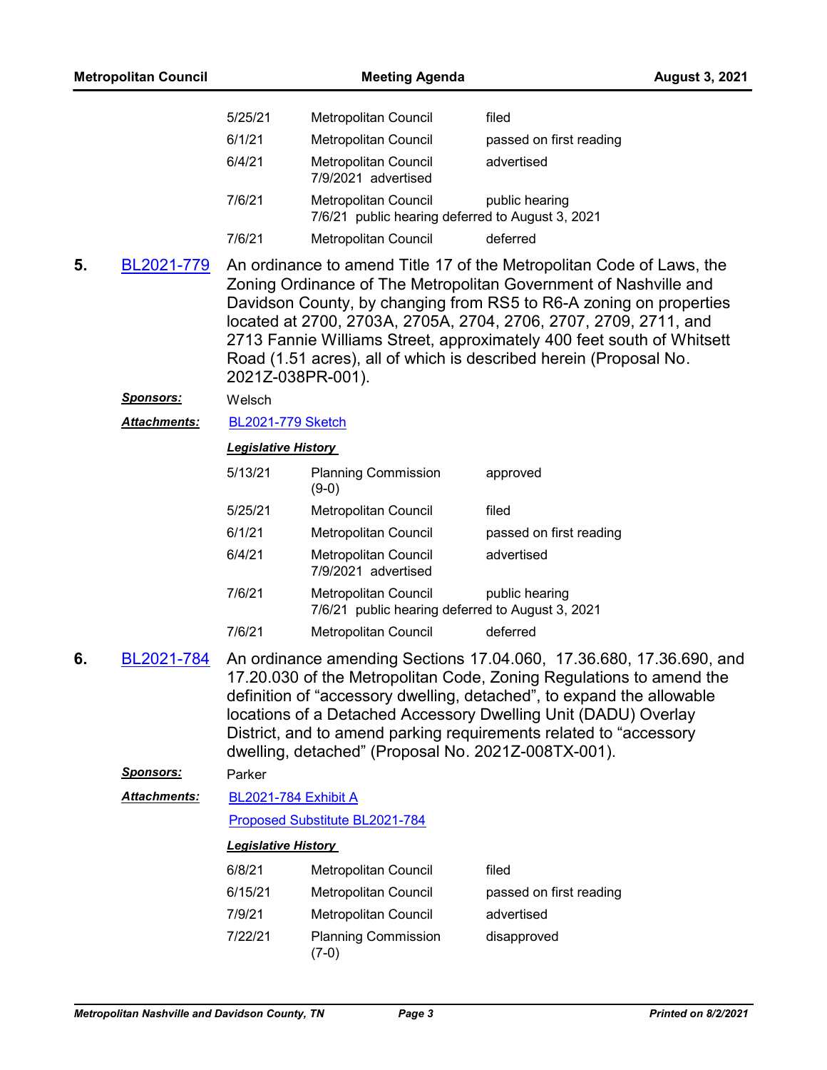| | | |
|---|---|---|
| 5/25/21 | Metropolitan Council | filed |
| 6/1/21 | Metropolitan Council | passed on first reading |
| 6/4/21 | Metropolitan Council<br>7/9/2021 advertised | advertised |
| 7/6/21 | Metropolitan Council<br>7/6/21 public hearing deferred to August 3, 2021 | public hearing |
| 7/6/21 | Metropolitan Council | deferred |

**5.** BL2021-779 An ordinance to amend Title 17 of the Metropolitan Code of Laws, the Zoning Ordinance of The Metropolitan Government of Nashville and Davidson County, by changing from RS5 to R6-A zoning on properties located at 2700, 2703A, 2705A, 2704, 2706, 2707, 2709, 2711, and 2713 Fannie Williams Street, approximately 400 feet south of Whitsett Road (1.51 acres), all of which is described herein (Proposal No. 2021Z-038PR-001).

***Sponsors:*** Welsch

***Attachments:*** BL2021-779 Sketch

***Legislative History***

| | | |
|---|---|---|
| 5/13/21 | Planning Commission<br>(9-0) | approved |
| 5/25/21 | Metropolitan Council | filed |
| 6/1/21 | Metropolitan Council | passed on first reading |
| 6/4/21 | Metropolitan Council<br>7/9/2021 advertised | advertised |
| 7/6/21 | Metropolitan Council<br>7/6/21 public hearing deferred to August 3, 2021 | public hearing |
| 7/6/21 | Metropolitan Council | deferred |

**6.** BL2021-784 An ordinance amending Sections 17.04.060, 17.36.680, 17.36.690, and 17.20.030 of the Metropolitan Code, Zoning Regulations to amend the definition of "accessory dwelling, detached", to expand the allowable locations of a Detached Accessory Dwelling Unit (DADU) Overlay District, and to amend parking requirements related to "accessory dwelling, detached" (Proposal No. 2021Z-008TX-001).

***Sponsors:*** Parker

***Attachments:*** BL2021-784 Exhibit A

Proposed Substitute BL2021-784

***Legislative History***

| | | |
|---|---|---|
| 6/8/21 | Metropolitan Council | filed |
| 6/15/21 | Metropolitan Council | passed on first reading |
| 7/9/21 | Metropolitan Council | advertised |
| 7/22/21 | Planning Commission<br>(7-0) | disapproved |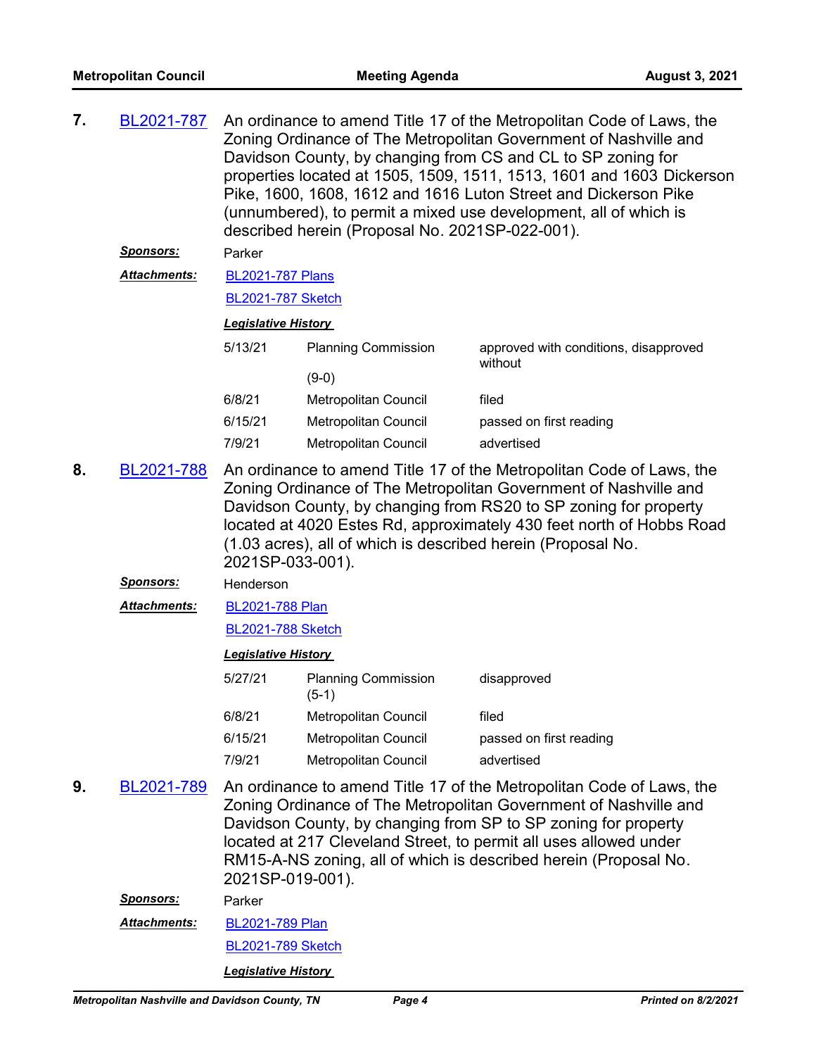**7.** BL2021-787 An ordinance to amend Title 17 of the Metropolitan Code of Laws, the Zoning Ordinance of The Metropolitan Government of Nashville and Davidson County, by changing from CS and CL to SP zoning for properties located at 1505, 1509, 1511, 1513, 1601 and 1603 Dickerson Pike, 1600, 1608, 1612 and 1616 Luton Street and Dickerson Pike (unnumbered), to permit a mixed use development, all of which is described herein (Proposal No. 2021SP-022-001).

***Sponsors:*** Parker

***Attachments:*** BL2021-787 Plans

BL2021-787 Sketch

***Legislative History***

| | | |
|---|---|---|
| 5/13/21 | Planning Commission (9-0) | approved with conditions, disapproved without |
| 6/8/21 | Metropolitan Council | filed |
| 6/15/21 | Metropolitan Council | passed on first reading |
| 7/9/21 | Metropolitan Council | advertised |

**8.** BL2021-788 An ordinance to amend Title 17 of the Metropolitan Code of Laws, the Zoning Ordinance of The Metropolitan Government of Nashville and Davidson County, by changing from RS20 to SP zoning for property located at 4020 Estes Rd, approximately 430 feet north of Hobbs Road (1.03 acres), all of which is described herein (Proposal No. 2021SP-033-001).

***Sponsors:*** Henderson

***Attachments:*** BL2021-788 Plan

BL2021-788 Sketch

***Legislative History***

| | | |
|---|---|---|
| 5/27/21 | Planning Commission (5-1) | disapproved |
| 6/8/21 | Metropolitan Council | filed |
| 6/15/21 | Metropolitan Council | passed on first reading |
| 7/9/21 | Metropolitan Council | advertised |

**9.** BL2021-789 An ordinance to amend Title 17 of the Metropolitan Code of Laws, the Zoning Ordinance of The Metropolitan Government of Nashville and Davidson County, by changing from SP to SP zoning for property located at 217 Cleveland Street, to permit all uses allowed under RM15-A-NS zoning, all of which is described herein (Proposal No. 2021SP-019-001).

***Sponsors:*** Parker

***Attachments:*** BL2021-789 Plan

BL2021-789 Sketch

***Legislative History***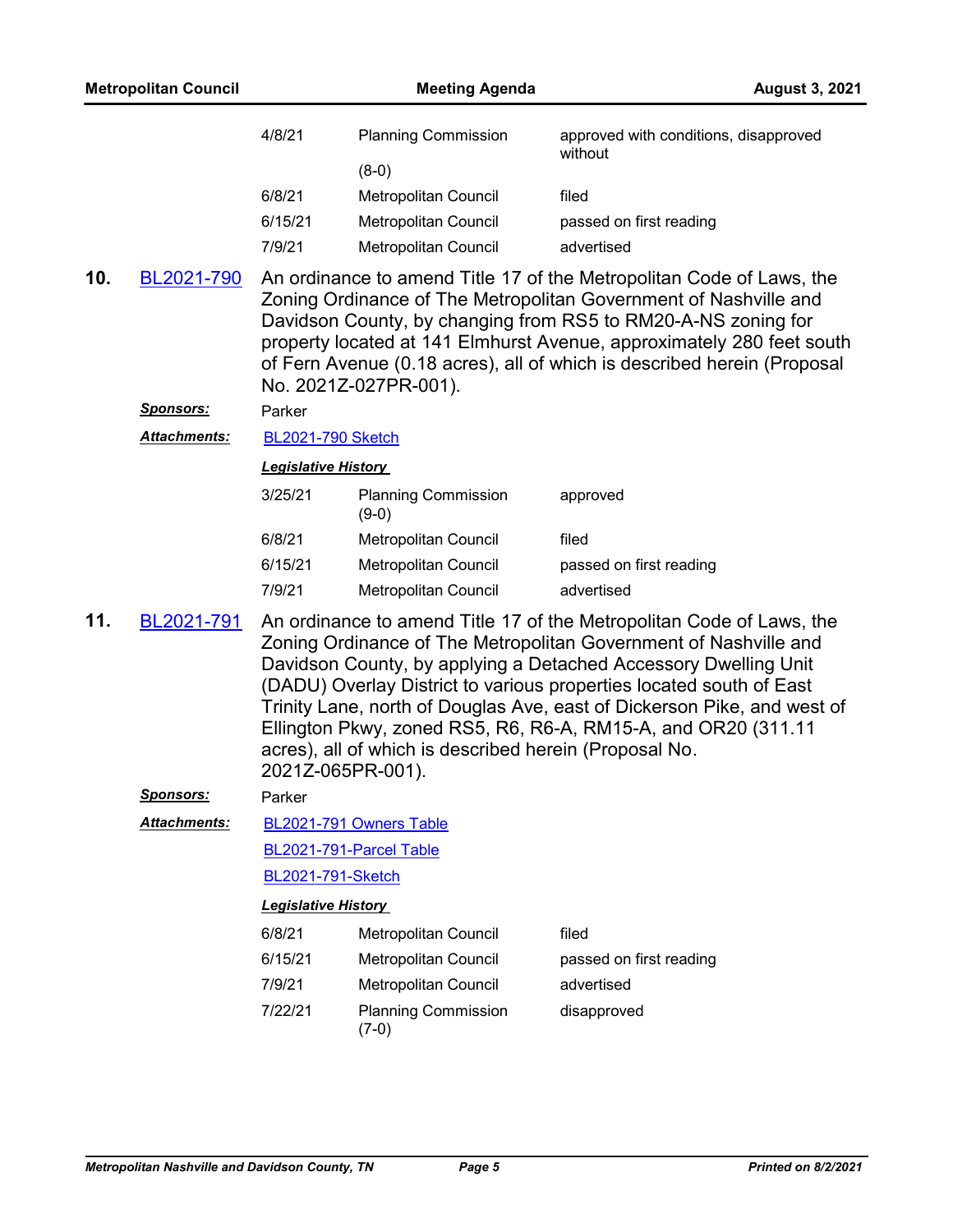| | | |
|---|---|---|
| 4/8/21 | Planning Commission (8-0) | approved with conditions, disapproved without |
| 6/8/21 | Metropolitan Council | filed |
| 6/15/21 | Metropolitan Council | passed on first reading |
| 7/9/21 | Metropolitan Council | advertised |

**10.** BL2021-790 An ordinance to amend Title 17 of the Metropolitan Code of Laws, the Zoning Ordinance of The Metropolitan Government of Nashville and Davidson County, by changing from RS5 to RM20-A-NS zoning for property located at 141 Elmhurst Avenue, approximately 280 feet south of Fern Avenue (0.18 acres), all of which is described herein (Proposal No. 2021Z-027PR-001).

***Sponsors:*** Parker

***Attachments:*** BL2021-790 Sketch

***Legislative History***

| | | |
|---|---|---|
| 3/25/21 | Planning Commission (9-0) | approved |
| 6/8/21 | Metropolitan Council | filed |
| 6/15/21 | Metropolitan Council | passed on first reading |
| 7/9/21 | Metropolitan Council | advertised |

**11.** BL2021-791 An ordinance to amend Title 17 of the Metropolitan Code of Laws, the Zoning Ordinance of The Metropolitan Government of Nashville and Davidson County, by applying a Detached Accessory Dwelling Unit (DADU) Overlay District to various properties located south of East Trinity Lane, north of Douglas Ave, east of Dickerson Pike, and west of Ellington Pkwy, zoned RS5, R6, R6-A, RM15-A, and OR20 (311.11 acres), all of which is described herein (Proposal No. 2021Z-065PR-001).

***Sponsors:*** Parker

***Attachments:*** BL2021-791 Owners Table
BL2021-791-Parcel Table
BL2021-791-Sketch

***Legislative History***

| | | |
|---|---|---|
| 6/8/21 | Metropolitan Council | filed |
| 6/15/21 | Metropolitan Council | passed on first reading |
| 7/9/21 | Metropolitan Council | advertised |
| 7/22/21 | Planning Commission (7-0) | disapproved |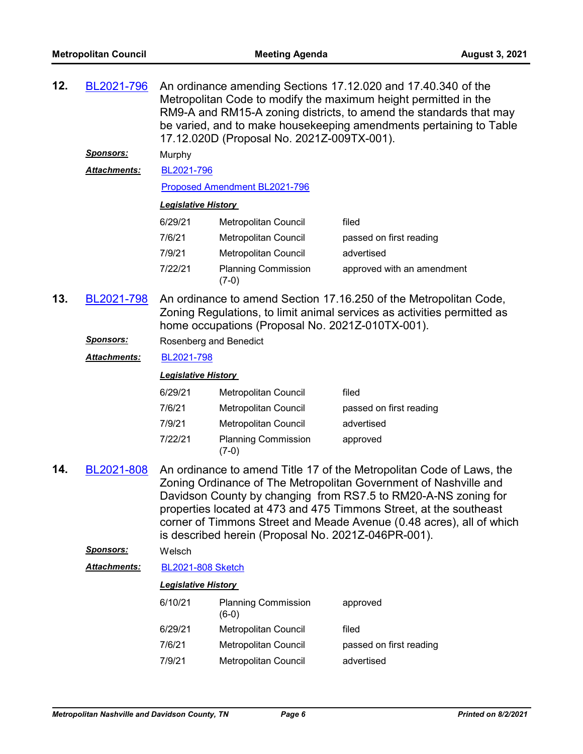**12. BL2021-796** An ordinance amending Sections 17.12.020 and 17.40.340 of the Metropolitan Code to modify the maximum height permitted in the RM9-A and RM15-A zoning districts, to amend the standards that may be varied, and to make housekeeping amendments pertaining to Table 17.12.020D (Proposal No. 2021Z-009TX-001).

***Sponsors:*** Murphy

***Attachments:*** BL2021-796

Proposed Amendment BL2021-796

***Legislative History***

| | | |
|---|---|---|
| 6/29/21 | Metropolitan Council | filed |
| 7/6/21 | Metropolitan Council | passed on first reading |
| 7/9/21 | Metropolitan Council | advertised |
| 7/22/21 | Planning Commission (7-0) | approved with an amendment |

**13. BL2021-798** An ordinance to amend Section 17.16.250 of the Metropolitan Code, Zoning Regulations, to limit animal services as activities permitted as home occupations (Proposal No. 2021Z-010TX-001).

***Sponsors:*** Rosenberg and Benedict

***Attachments:*** BL2021-798

***Legislative History***

| | | |
|---|---|---|
| 6/29/21 | Metropolitan Council | filed |
| 7/6/21 | Metropolitan Council | passed on first reading |
| 7/9/21 | Metropolitan Council | advertised |
| 7/22/21 | Planning Commission (7-0) | approved |

**14. BL2021-808** An ordinance to amend Title 17 of the Metropolitan Code of Laws, the Zoning Ordinance of The Metropolitan Government of Nashville and Davidson County by changing from RS7.5 to RM20-A-NS zoning for properties located at 473 and 475 Timmons Street, at the southeast corner of Timmons Street and Meade Avenue (0.48 acres), all of which is described herein (Proposal No. 2021Z-046PR-001).

***Sponsors:*** Welsch

***Attachments:*** BL2021-808 Sketch

***Legislative History***

| | | |
|---|---|---|
| 6/10/21 | Planning Commission (6-0) | approved |
| 6/29/21 | Metropolitan Council | filed |
| 7/6/21 | Metropolitan Council | passed on first reading |
| 7/9/21 | Metropolitan Council | advertised |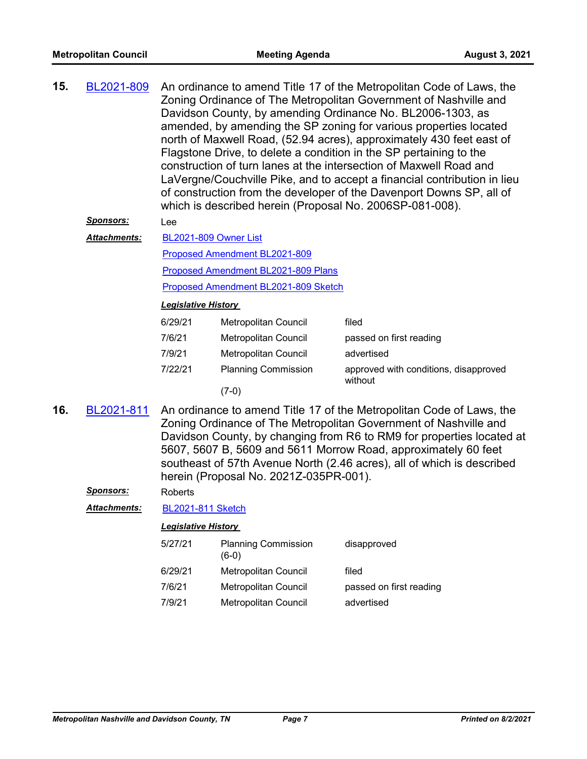**15.** BL2021-809 An ordinance to amend Title 17 of the Metropolitan Code of Laws, the Zoning Ordinance of The Metropolitan Government of Nashville and Davidson County, by amending Ordinance No. BL2006-1303, as amended, by amending the SP zoning for various properties located north of Maxwell Road, (52.94 acres), approximately 430 feet east of Flagstone Drive, to delete a condition in the SP pertaining to the construction of turn lanes at the intersection of Maxwell Road and LaVergne/Couchville Pike, and to accept a financial contribution in lieu of construction from the developer of the Davenport Downs SP, all of which is described herein (Proposal No. 2006SP-081-008).

***Sponsors:*** Lee

***Attachments:*** BL2021-809 Owner List
Proposed Amendment BL2021-809
Proposed Amendment BL2021-809 Plans
Proposed Amendment BL2021-809 Sketch

***Legislative History***

| | | |
|---|---|---|
| 6/29/21 | Metropolitan Council | filed |
| 7/6/21 | Metropolitan Council | passed on first reading |
| 7/9/21 | Metropolitan Council | advertised |
| 7/22/21 | Planning Commission (7-0) | approved with conditions, disapproved without |

**16.** BL2021-811 An ordinance to amend Title 17 of the Metropolitan Code of Laws, the Zoning Ordinance of The Metropolitan Government of Nashville and Davidson County, by changing from R6 to RM9 for properties located at 5607, 5607 B, 5609 and 5611 Morrow Road, approximately 60 feet southeast of 57th Avenue North (2.46 acres), all of which is described herein (Proposal No. 2021Z-035PR-001).

***Sponsors:*** Roberts

***Attachments:*** BL2021-811 Sketch

***Legislative History***

| | | |
|---|---|---|
| 5/27/21 | Planning Commission (6-0) | disapproved |
| 6/29/21 | Metropolitan Council | filed |
| 7/6/21 | Metropolitan Council | passed on first reading |
| 7/9/21 | Metropolitan Council | advertised |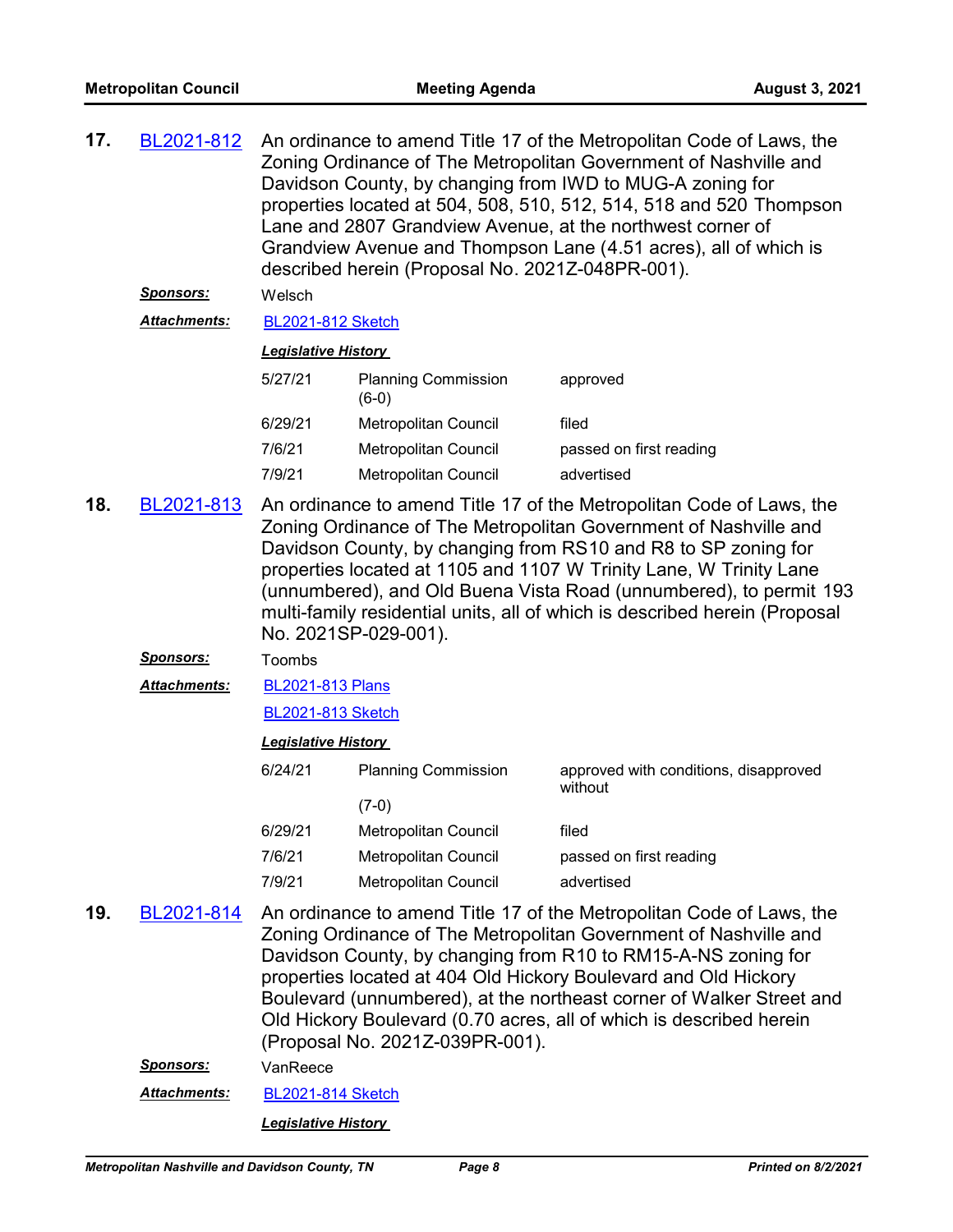**17.** BL2021-812 An ordinance to amend Title 17 of the Metropolitan Code of Laws, the Zoning Ordinance of The Metropolitan Government of Nashville and Davidson County, by changing from IWD to MUG-A zoning for properties located at 504, 508, 510, 512, 514, 518 and 520 Thompson Lane and 2807 Grandview Avenue, at the northwest corner of Grandview Avenue and Thompson Lane (4.51 acres), all of which is described herein (Proposal No. 2021Z-048PR-001).

***Sponsors:*** Welsch

***Attachments:*** BL2021-812 Sketch

***Legislative History***

| | | |
|---|---|---|
| 5/27/21 | Planning Commission (6-0) | approved |
| 6/29/21 | Metropolitan Council | filed |
| 7/6/21 | Metropolitan Council | passed on first reading |
| 7/9/21 | Metropolitan Council | advertised |

**18.** BL2021-813 An ordinance to amend Title 17 of the Metropolitan Code of Laws, the Zoning Ordinance of The Metropolitan Government of Nashville and Davidson County, by changing from RS10 and R8 to SP zoning for properties located at 1105 and 1107 W Trinity Lane, W Trinity Lane (unnumbered), and Old Buena Vista Road (unnumbered), to permit 193 multi-family residential units, all of which is described herein (Proposal No. 2021SP-029-001).

***Sponsors:*** Toombs

***Attachments:*** BL2021-813 Plans

BL2021-813 Sketch

***Legislative History***

| | | |
|---|---|---|
| 6/24/21 | Planning Commission (7-0) | approved with conditions, disapproved without |
| 6/29/21 | Metropolitan Council | filed |
| 7/6/21 | Metropolitan Council | passed on first reading |
| 7/9/21 | Metropolitan Council | advertised |

**19.** BL2021-814 An ordinance to amend Title 17 of the Metropolitan Code of Laws, the Zoning Ordinance of The Metropolitan Government of Nashville and Davidson County, by changing from R10 to RM15-A-NS zoning for properties located at 404 Old Hickory Boulevard and Old Hickory Boulevard (unnumbered), at the northeast corner of Walker Street and Old Hickory Boulevard (0.70 acres, all of which is described herein (Proposal No. 2021Z-039PR-001).

***Sponsors:*** VanReece

***Attachments:*** BL2021-814 Sketch

***Legislative History***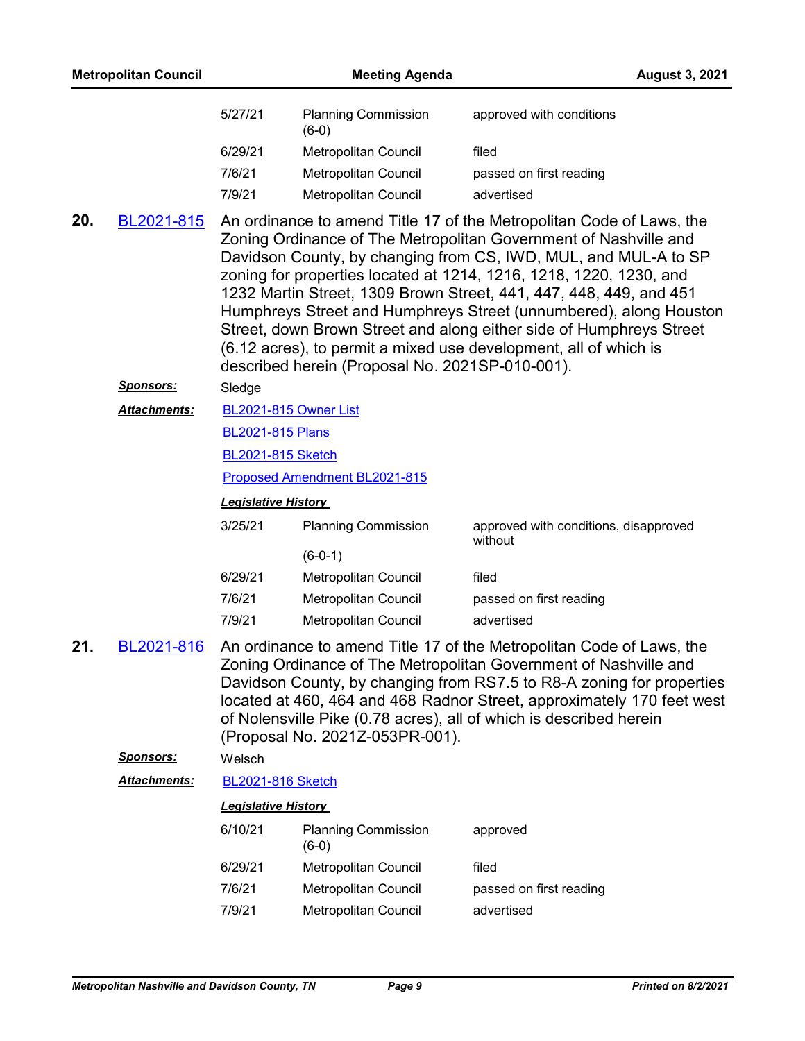| | | |
|---|---|---|
| 5/27/21 | Planning Commission (6-0) | approved with conditions |
| 6/29/21 | Metropolitan Council | filed |
| 7/6/21 | Metropolitan Council | passed on first reading |
| 7/9/21 | Metropolitan Council | advertised |

**20.** BL2021-815 An ordinance to amend Title 17 of the Metropolitan Code of Laws, the Zoning Ordinance of The Metropolitan Government of Nashville and Davidson County, by changing from CS, IWD, MUL, and MUL-A to SP zoning for properties located at 1214, 1216, 1218, 1220, 1230, and 1232 Martin Street, 1309 Brown Street, 441, 447, 448, 449, and 451 Humphreys Street and Humphreys Street (unnumbered), along Houston Street, down Brown Street and along either side of Humphreys Street (6.12 acres), to permit a mixed use development, all of which is described herein (Proposal No. 2021SP-010-001).

***Sponsors:*** Sledge

***Attachments:*** BL2021-815 Owner List

BL2021-815 Plans

BL2021-815 Sketch

Proposed Amendment BL2021-815

***Legislative History***

| | | |
|---|---|---|
| 3/25/21 | Planning Commission (6-0-1) | approved with conditions, disapproved without |
| 6/29/21 | Metropolitan Council | filed |
| 7/6/21 | Metropolitan Council | passed on first reading |
| 7/9/21 | Metropolitan Council | advertised |

**21.** BL2021-816 An ordinance to amend Title 17 of the Metropolitan Code of Laws, the Zoning Ordinance of The Metropolitan Government of Nashville and Davidson County, by changing from RS7.5 to R8-A zoning for properties located at 460, 464 and 468 Radnor Street, approximately 170 feet west of Nolensville Pike (0.78 acres), all of which is described herein (Proposal No. 2021Z-053PR-001).

***Sponsors:*** Welsch

***Attachments:*** BL2021-816 Sketch

***Legislative History***

| | | |
|---|---|---|
| 6/10/21 | Planning Commission (6-0) | approved |
| 6/29/21 | Metropolitan Council | filed |
| 7/6/21 | Metropolitan Council | passed on first reading |
| 7/9/21 | Metropolitan Council | advertised |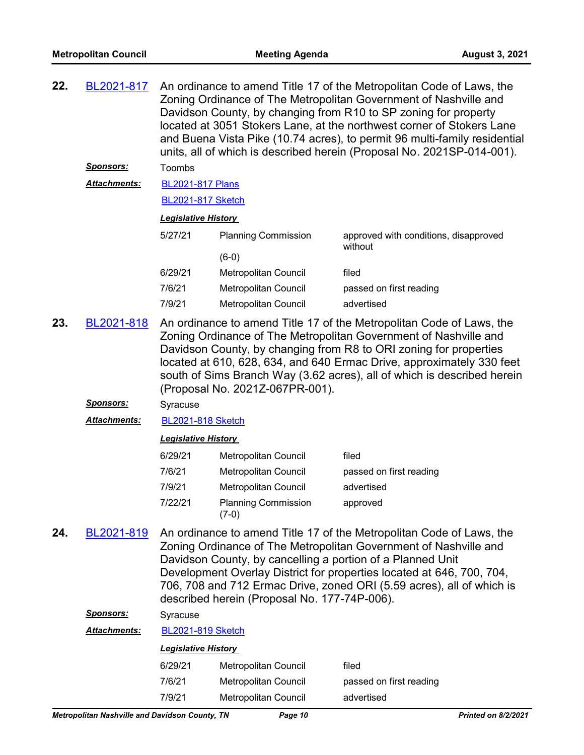**22.** BL2021-817 An ordinance to amend Title 17 of the Metropolitan Code of Laws, the Zoning Ordinance of The Metropolitan Government of Nashville and Davidson County, by changing from R10 to SP zoning for property located at 3051 Stokers Lane, at the northwest corner of Stokers Lane and Buena Vista Pike (10.74 acres), to permit 96 multi-family residential units, all of which is described herein (Proposal No. 2021SP-014-001).

***Sponsors:*** Toombs

***Attachments:*** BL2021-817 Plans

BL2021-817 Sketch

***Legislative History***

| | | |
|---|---|---|
| 5/27/21 | Planning Commission (6-0) | approved with conditions, disapproved without |
| 6/29/21 | Metropolitan Council | filed |
| 7/6/21 | Metropolitan Council | passed on first reading |
| 7/9/21 | Metropolitan Council | advertised |

**23.** BL2021-818 An ordinance to amend Title 17 of the Metropolitan Code of Laws, the Zoning Ordinance of The Metropolitan Government of Nashville and Davidson County, by changing from R8 to ORI zoning for properties located at 610, 628, 634, and 640 Ermac Drive, approximately 330 feet south of Sims Branch Way (3.62 acres), all of which is described herein (Proposal No. 2021Z-067PR-001).

***Sponsors:*** Syracuse

***Attachments:*** BL2021-818 Sketch

***Legislative History***

| | | |
|---|---|---|
| 6/29/21 | Metropolitan Council | filed |
| 7/6/21 | Metropolitan Council | passed on first reading |
| 7/9/21 | Metropolitan Council | advertised |
| 7/22/21 | Planning Commission (7-0) | approved |

**24.** BL2021-819 An ordinance to amend Title 17 of the Metropolitan Code of Laws, the Zoning Ordinance of The Metropolitan Government of Nashville and Davidson County, by cancelling a portion of a Planned Unit Development Overlay District for properties located at 646, 700, 704, 706, 708 and 712 Ermac Drive, zoned ORI (5.59 acres), all of which is described herein (Proposal No. 177-74P-006).

***Sponsors:*** Syracuse

***Attachments:*** BL2021-819 Sketch

***Legislative History***

| | | |
|---|---|---|
| 6/29/21 | Metropolitan Council | filed |
| 7/6/21 | Metropolitan Council | passed on first reading |
| 7/9/21 | Metropolitan Council | advertised |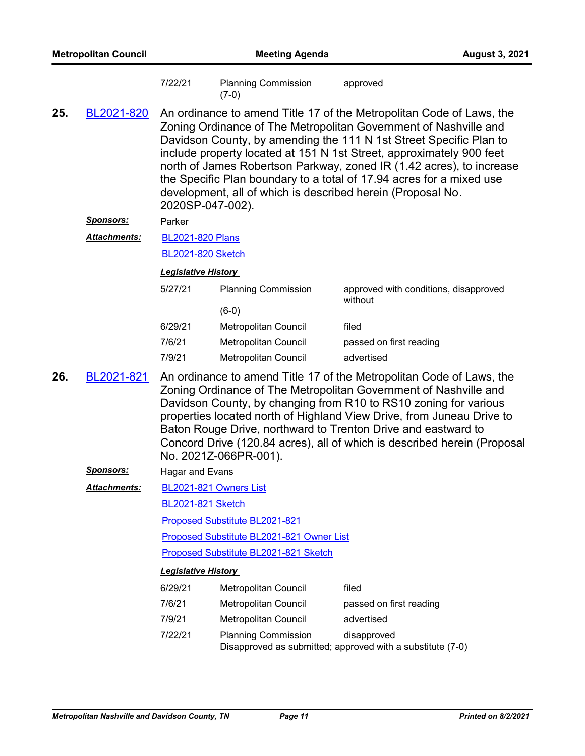| | | |
|---|---|---|
| 7/22/21 | Planning Commission (7-0) | approved |

**25.** BL2021-820 An ordinance to amend Title 17 of the Metropolitan Code of Laws, the Zoning Ordinance of The Metropolitan Government of Nashville and Davidson County, by amending the 111 N 1st Street Specific Plan to include property located at 151 N 1st Street, approximately 900 feet north of James Robertson Parkway, zoned IR (1.42 acres), to increase the Specific Plan boundary to a total of 17.94 acres for a mixed use development, all of which is described herein (Proposal No. 2020SP-047-002).

***Sponsors:*** Parker

***Attachments:*** BL2021-820 Plans

BL2021-820 Sketch

***Legislative History***

| | | |
|---|---|---|
| 5/27/21 | Planning Commission (6-0) | approved with conditions, disapproved without |
| 6/29/21 | Metropolitan Council | filed |
| 7/6/21 | Metropolitan Council | passed on first reading |
| 7/9/21 | Metropolitan Council | advertised |

**26.** BL2021-821 An ordinance to amend Title 17 of the Metropolitan Code of Laws, the Zoning Ordinance of The Metropolitan Government of Nashville and Davidson County, by changing from R10 to RS10 zoning for various properties located north of Highland View Drive, from Juneau Drive to Baton Rouge Drive, northward to Trenton Drive and eastward to Concord Drive (120.84 acres), all of which is described herein (Proposal No. 2021Z-066PR-001).

***Sponsors:*** Hagar and Evans

***Attachments:*** BL2021-821 Owners List

BL2021-821 Sketch

Proposed Substitute BL2021-821

Proposed Substitute BL2021-821 Owner List

Proposed Substitute BL2021-821 Sketch

***Legislative History***

| | | |
|---|---|---|
| 6/29/21 | Metropolitan Council | filed |
| 7/6/21 | Metropolitan Council | passed on first reading |
| 7/9/21 | Metropolitan Council | advertised |
| 7/22/21 | Planning Commission | disapproved |

Disapproved as submitted; approved with a substitute (7-0)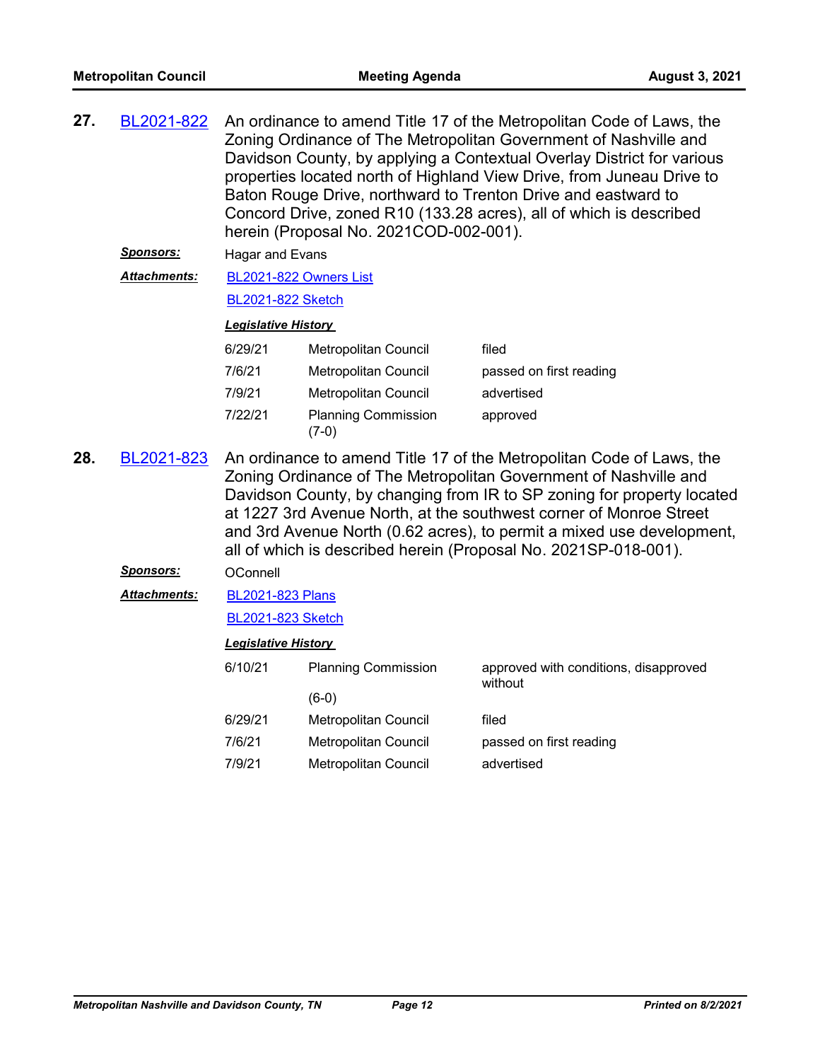**27.** BL2021-822 An ordinance to amend Title 17 of the Metropolitan Code of Laws, the Zoning Ordinance of The Metropolitan Government of Nashville and Davidson County, by applying a Contextual Overlay District for various properties located north of Highland View Drive, from Juneau Drive to Baton Rouge Drive, northward to Trenton Drive and eastward to Concord Drive, zoned R10 (133.28 acres), all of which is described herein (Proposal No. 2021COD-002-001).

***Sponsors:*** Hagar and Evans

***Attachments:*** BL2021-822 Owners List

BL2021-822 Sketch

***Legislative History***

| | | |
|---|---|---|
| 6/29/21 | Metropolitan Council | filed |
| 7/6/21 | Metropolitan Council | passed on first reading |
| 7/9/21 | Metropolitan Council | advertised |
| 7/22/21 | Planning Commission (7-0) | approved |

**28.** BL2021-823 An ordinance to amend Title 17 of the Metropolitan Code of Laws, the Zoning Ordinance of The Metropolitan Government of Nashville and Davidson County, by changing from IR to SP zoning for property located at 1227 3rd Avenue North, at the southwest corner of Monroe Street and 3rd Avenue North (0.62 acres), to permit a mixed use development, all of which is described herein (Proposal No. 2021SP-018-001).

***Sponsors:*** OConnell

***Attachments:*** BL2021-823 Plans

BL2021-823 Sketch

***Legislative History***

| | | |
|---|---|---|
| 6/10/21 | Planning Commission (6-0) | approved with conditions, disapproved without |
| 6/29/21 | Metropolitan Council | filed |
| 7/6/21 | Metropolitan Council | passed on first reading |
| 7/9/21 | Metropolitan Council | advertised |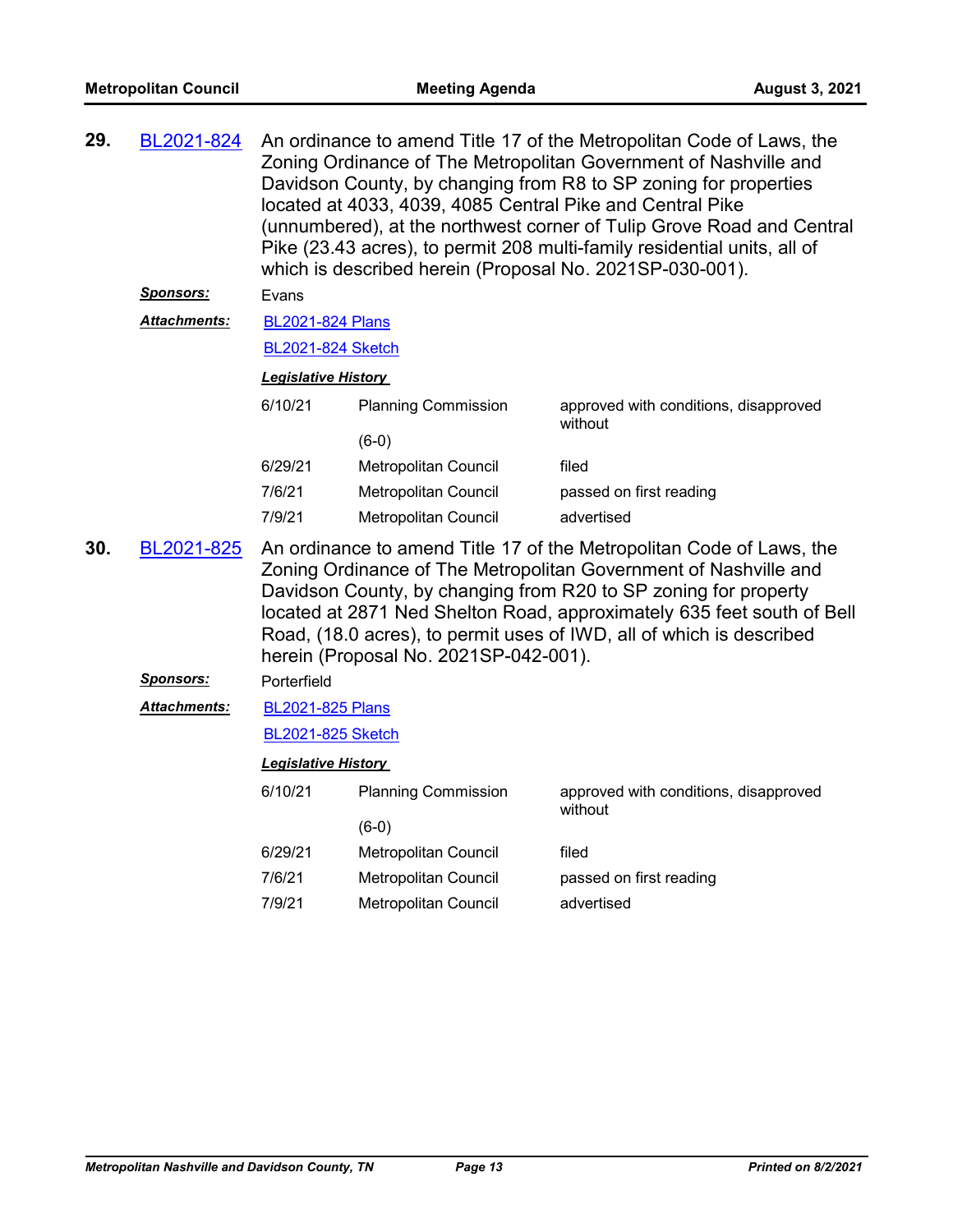**29.** BL2021-824 An ordinance to amend Title 17 of the Metropolitan Code of Laws, the Zoning Ordinance of The Metropolitan Government of Nashville and Davidson County, by changing from R8 to SP zoning for properties located at 4033, 4039, 4085 Central Pike and Central Pike (unnumbered), at the northwest corner of Tulip Grove Road and Central Pike (23.43 acres), to permit 208 multi-family residential units, all of which is described herein (Proposal No. 2021SP-030-001).

***Sponsors:*** Evans

***Attachments:*** BL2021-824 Plans

BL2021-824 Sketch

***Legislative History***

| | | |
|---|---|---|
| 6/10/21 | Planning Commission (6-0) | approved with conditions, disapproved without |
| 6/29/21 | Metropolitan Council | filed |
| 7/6/21 | Metropolitan Council | passed on first reading |
| 7/9/21 | Metropolitan Council | advertised |

**30.** BL2021-825 An ordinance to amend Title 17 of the Metropolitan Code of Laws, the Zoning Ordinance of The Metropolitan Government of Nashville and Davidson County, by changing from R20 to SP zoning for property located at 2871 Ned Shelton Road, approximately 635 feet south of Bell Road, (18.0 acres), to permit uses of IWD, all of which is described herein (Proposal No. 2021SP-042-001).

***Sponsors:*** Porterfield

***Attachments:*** BL2021-825 Plans

BL2021-825 Sketch

***Legislative History***

| | | |
|---|---|---|
| 6/10/21 | Planning Commission (6-0) | approved with conditions, disapproved without |
| 6/29/21 | Metropolitan Council | filed |
| 7/6/21 | Metropolitan Council | passed on first reading |
| 7/9/21 | Metropolitan Council | advertised |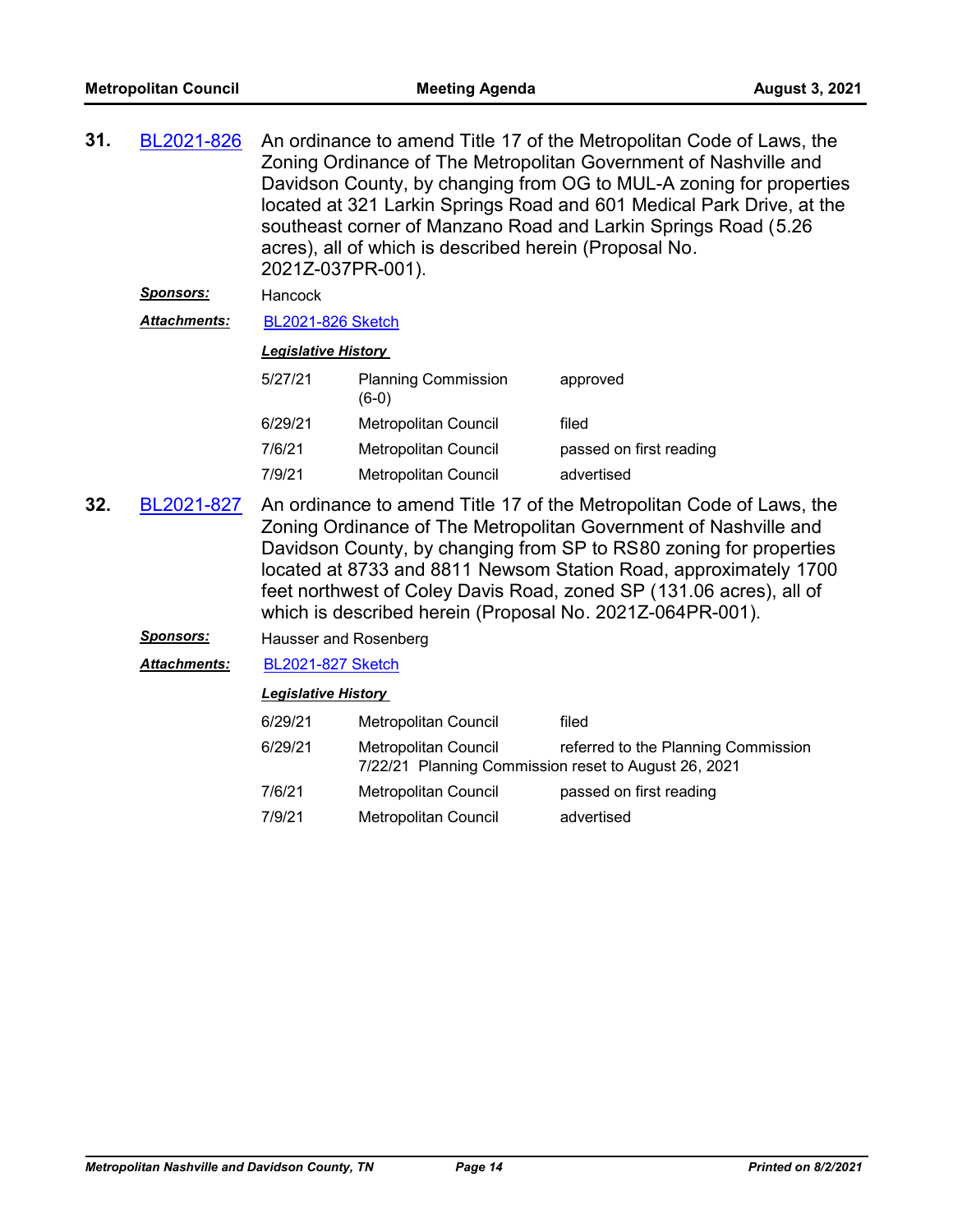**31.** BL2021-826 An ordinance to amend Title 17 of the Metropolitan Code of Laws, the Zoning Ordinance of The Metropolitan Government of Nashville and Davidson County, by changing from OG to MUL-A zoning for properties located at 321 Larkin Springs Road and 601 Medical Park Drive, at the southeast corner of Manzano Road and Larkin Springs Road (5.26 acres), all of which is described herein (Proposal No. 2021Z-037PR-001).

***Sponsors:*** Hancock

***Attachments:*** BL2021-826 Sketch

***Legislative History***

| | | |
|---|---|---|
| 5/27/21 | Planning Commission (6-0) | approved |
| 6/29/21 | Metropolitan Council | filed |
| 7/6/21 | Metropolitan Council | passed on first reading |
| 7/9/21 | Metropolitan Council | advertised |

**32.** BL2021-827 An ordinance to amend Title 17 of the Metropolitan Code of Laws, the Zoning Ordinance of The Metropolitan Government of Nashville and Davidson County, by changing from SP to RS80 zoning for properties located at 8733 and 8811 Newsom Station Road, approximately 1700 feet northwest of Coley Davis Road, zoned SP (131.06 acres), all of which is described herein (Proposal No. 2021Z-064PR-001).

***Sponsors:*** Hausser and Rosenberg

***Attachments:*** BL2021-827 Sketch

***Legislative History***

| | | |
|---|---|---|
| 6/29/21 | Metropolitan Council | filed |
| 6/29/21 | Metropolitan Council | referred to the Planning Commission<br>7/22/21 Planning Commission reset to August 26, 2021 |
| 7/6/21 | Metropolitan Council | passed on first reading |
| 7/9/21 | Metropolitan Council | advertised |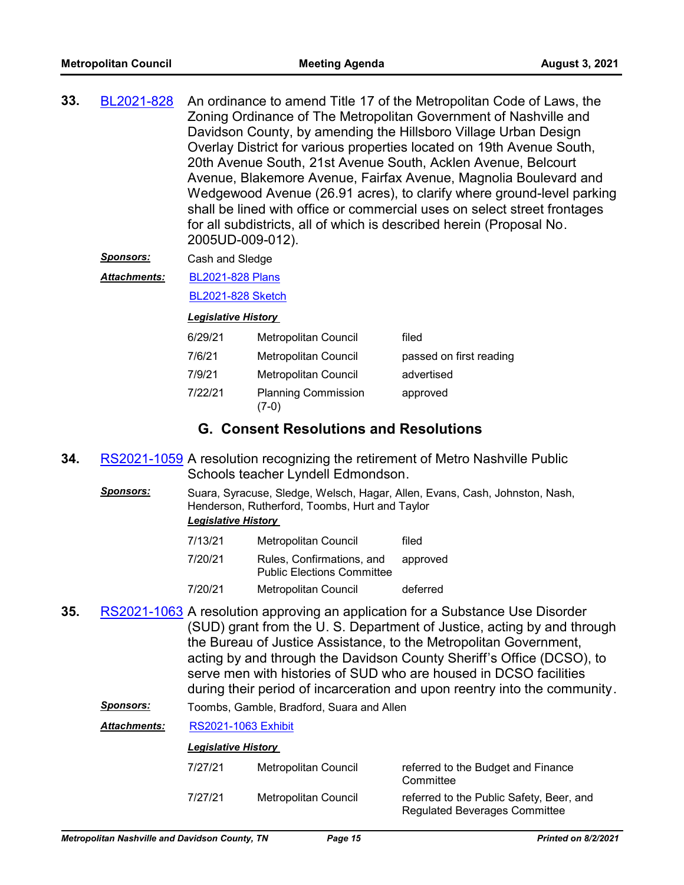**33.** BL2021-828 An ordinance to amend Title 17 of the Metropolitan Code of Laws, the Zoning Ordinance of The Metropolitan Government of Nashville and Davidson County, by amending the Hillsboro Village Urban Design Overlay District for various properties located on 19th Avenue South, 20th Avenue South, 21st Avenue South, Acklen Avenue, Belcourt Avenue, Blakemore Avenue, Fairfax Avenue, Magnolia Boulevard and Wedgewood Avenue (26.91 acres), to clarify where ground-level parking shall be lined with office or commercial uses on select street frontages for all subdistricts, all of which is described herein (Proposal No. 2005UD-009-012).

***Sponsors:*** Cash and Sledge

***Attachments:*** BL2021-828 Plans
BL2021-828 Sketch

***Legislative History***

| Date | Body | Action |
|---|---|---|
| 6/29/21 | Metropolitan Council | filed |
| 7/6/21 | Metropolitan Council | passed on first reading |
| 7/9/21 | Metropolitan Council | advertised |
| 7/22/21 | Planning Commission (7-0) | approved |

## G. Consent Resolutions and Resolutions

**34.** RS2021-1059 A resolution recognizing the retirement of Metro Nashville Public Schools teacher Lyndell Edmondson.

***Sponsors:*** Suara, Syracuse, Sledge, Welsch, Hagar, Allen, Evans, Cash, Johnston, Nash, Henderson, Rutherford, Toombs, Hurt and Taylor

***Legislative History***

| Date | Body | Action |
|---|---|---|
| 7/13/21 | Metropolitan Council | filed |
| 7/20/21 | Rules, Confirmations, and Public Elections Committee | approved |
| 7/20/21 | Metropolitan Council | deferred |

**35.** RS2021-1063 A resolution approving an application for a Substance Use Disorder (SUD) grant from the U. S. Department of Justice, acting by and through the Bureau of Justice Assistance, to the Metropolitan Government, acting by and through the Davidson County Sheriff's Office (DCSO), to serve men with histories of SUD who are housed in DCSO facilities during their period of incarceration and upon reentry into the community.

***Sponsors:*** Toombs, Gamble, Bradford, Suara and Allen

***Attachments:*** RS2021-1063 Exhibit

***Legislative History***

| Date | Body | Action |
|---|---|---|
| 7/27/21 | Metropolitan Council | referred to the Budget and Finance Committee |
| 7/27/21 | Metropolitan Council | referred to the Public Safety, Beer, and Regulated Beverages Committee |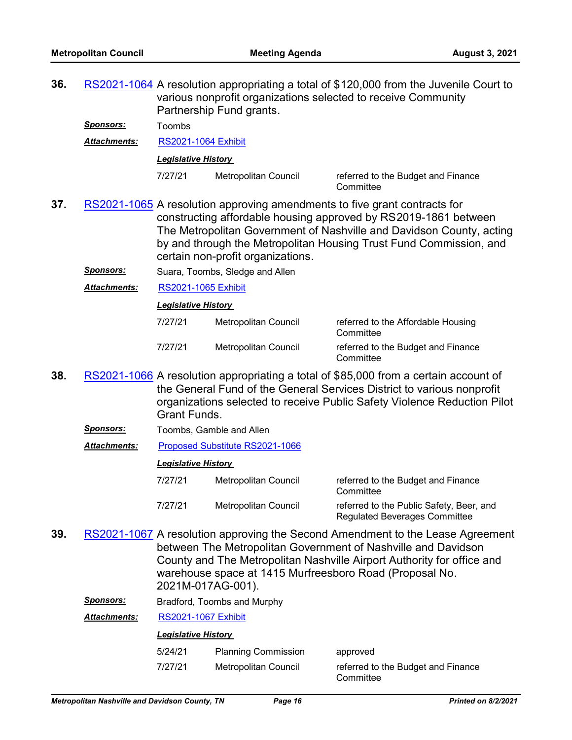**36.** RS2021-1064 A resolution appropriating a total of $120,000 from the Juvenile Court to various nonprofit organizations selected to receive Community Partnership Fund grants.

***Sponsors:*** Toombs

***Attachments:*** RS2021-1064 Exhibit

***Legislative History***

| | | |
|---|---|---|
| 7/27/21 | Metropolitan Council | referred to the Budget and Finance Committee |

**37.** RS2021-1065 A resolution approving amendments to five grant contracts for constructing affordable housing approved by RS2019-1861 between The Metropolitan Government of Nashville and Davidson County, acting by and through the Metropolitan Housing Trust Fund Commission, and certain non-profit organizations.

***Sponsors:*** Suara, Toombs, Sledge and Allen

***Attachments:*** RS2021-1065 Exhibit

***Legislative History***

| | | |
|---|---|---|
| 7/27/21 | Metropolitan Council | referred to the Affordable Housing Committee |
| 7/27/21 | Metropolitan Council | referred to the Budget and Finance Committee |

**38.** RS2021-1066 A resolution appropriating a total of $85,000 from a certain account of the General Fund of the General Services District to various nonprofit organizations selected to receive Public Safety Violence Reduction Pilot Grant Funds.

***Sponsors:*** Toombs, Gamble and Allen

***Attachments:*** Proposed Substitute RS2021-1066

***Legislative History***

| | | |
|---|---|---|
| 7/27/21 | Metropolitan Council | referred to the Budget and Finance Committee |
| 7/27/21 | Metropolitan Council | referred to the Public Safety, Beer, and Regulated Beverages Committee |

**39.** RS2021-1067 A resolution approving the Second Amendment to the Lease Agreement between The Metropolitan Government of Nashville and Davidson County and The Metropolitan Nashville Airport Authority for office and warehouse space at 1415 Murfreesboro Road (Proposal No. 2021M-017AG-001).

***Sponsors:*** Bradford, Toombs and Murphy

***Attachments:*** RS2021-1067 Exhibit

***Legislative History***

| | | |
|---|---|---|
| 5/24/21 | Planning Commission | approved |
| 7/27/21 | Metropolitan Council | referred to the Budget and Finance Committee |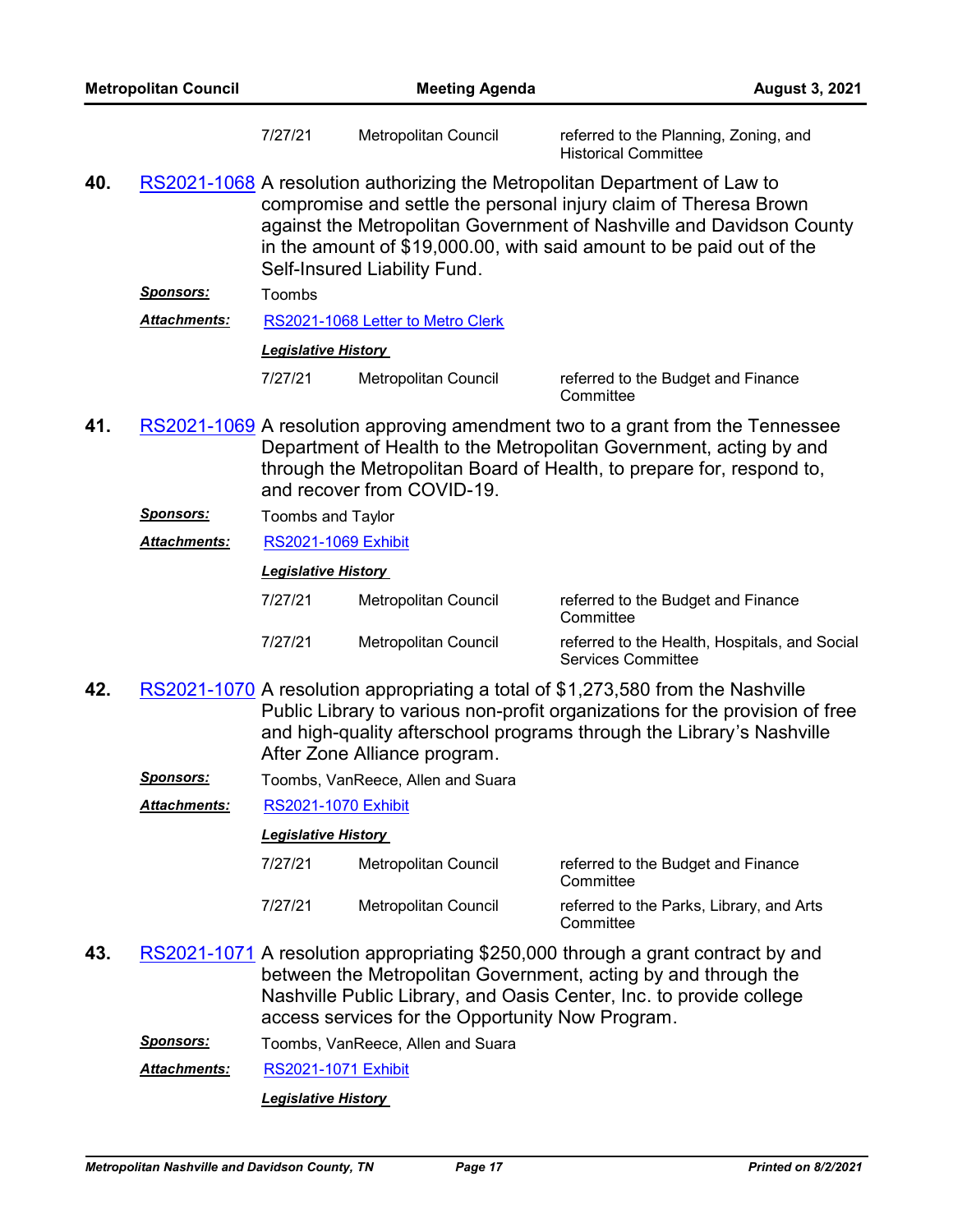| | | |
|---|---|---|
| 7/27/21 | Metropolitan Council | referred to the Planning, Zoning, and Historical Committee |

**40.** RS2021-1068 A resolution authorizing the Metropolitan Department of Law to compromise and settle the personal injury claim of Theresa Brown against the Metropolitan Government of Nashville and Davidson County in the amount of $19,000.00, with said amount to be paid out of the Self-Insured Liability Fund.

***Sponsors:*** Toombs

***Attachments:*** RS2021-1068 Letter to Metro Clerk

***Legislative History***

| | | |
|---|---|---|
| 7/27/21 | Metropolitan Council | referred to the Budget and Finance Committee |

**41.** RS2021-1069 A resolution approving amendment two to a grant from the Tennessee Department of Health to the Metropolitan Government, acting by and through the Metropolitan Board of Health, to prepare for, respond to, and recover from COVID-19.

***Sponsors:*** Toombs and Taylor

***Attachments:*** RS2021-1069 Exhibit

***Legislative History***

| | | |
|---|---|---|
| 7/27/21 | Metropolitan Council | referred to the Budget and Finance Committee |
| 7/27/21 | Metropolitan Council | referred to the Health, Hospitals, and Social Services Committee |

**42.** RS2021-1070 A resolution appropriating a total of $1,273,580 from the Nashville Public Library to various non-profit organizations for the provision of free and high-quality afterschool programs through the Library's Nashville After Zone Alliance program.

***Sponsors:*** Toombs, VanReece, Allen and Suara

***Attachments:*** RS2021-1070 Exhibit

***Legislative History***

| | | |
|---|---|---|
| 7/27/21 | Metropolitan Council | referred to the Budget and Finance Committee |
| 7/27/21 | Metropolitan Council | referred to the Parks, Library, and Arts Committee |

**43.** RS2021-1071 A resolution appropriating $250,000 through a grant contract by and between the Metropolitan Government, acting by and through the Nashville Public Library, and Oasis Center, Inc. to provide college access services for the Opportunity Now Program.

***Sponsors:*** Toombs, VanReece, Allen and Suara

***Attachments:*** RS2021-1071 Exhibit

***Legislative History***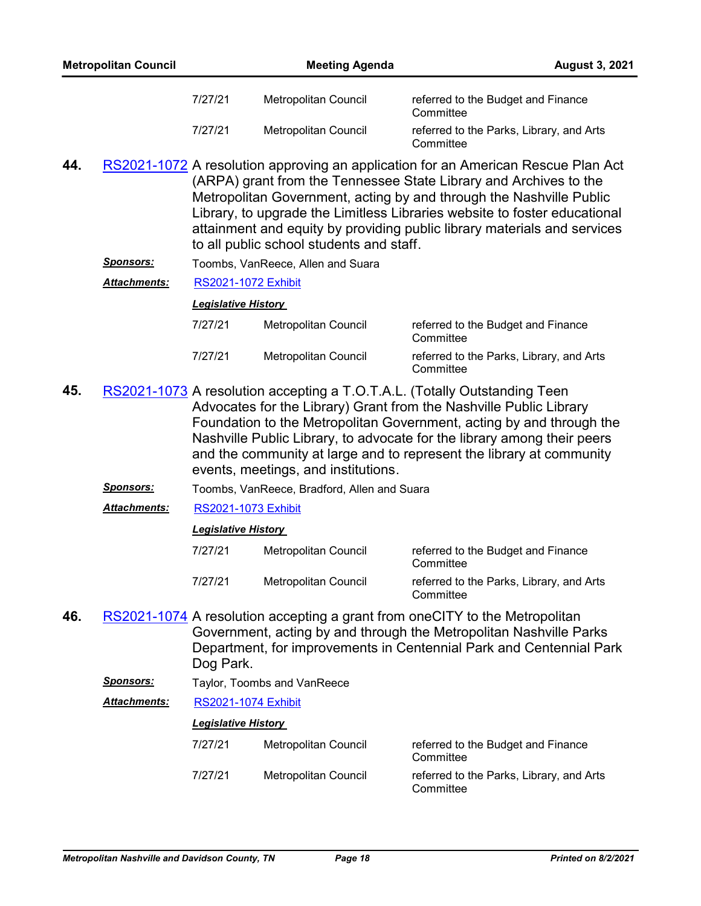| | | |
|---|---|---|
| 7/27/21 | Metropolitan Council | referred to the Budget and Finance Committee |
| 7/27/21 | Metropolitan Council | referred to the Parks, Library, and Arts Committee |

**44.** RS2021-1072 A resolution approving an application for an American Rescue Plan Act (ARPA) grant from the Tennessee State Library and Archives to the Metropolitan Government, acting by and through the Nashville Public Library, to upgrade the Limitless Libraries website to foster educational attainment and equity by providing public library materials and services to all public school students and staff.

***Sponsors:*** Toombs, VanReece, Allen and Suara

***Attachments:*** RS2021-1072 Exhibit

***Legislative History***

| | | |
|---|---|---|
| 7/27/21 | Metropolitan Council | referred to the Budget and Finance Committee |
| 7/27/21 | Metropolitan Council | referred to the Parks, Library, and Arts Committee |

**45.** RS2021-1073 A resolution accepting a T.O.T.A.L. (Totally Outstanding Teen Advocates for the Library) Grant from the Nashville Public Library Foundation to the Metropolitan Government, acting by and through the Nashville Public Library, to advocate for the library among their peers and the community at large and to represent the library at community events, meetings, and institutions.

***Sponsors:*** Toombs, VanReece, Bradford, Allen and Suara

***Attachments:*** RS2021-1073 Exhibit

***Legislative History***

| | | |
|---|---|---|
| 7/27/21 | Metropolitan Council | referred to the Budget and Finance Committee |
| 7/27/21 | Metropolitan Council | referred to the Parks, Library, and Arts Committee |

**46.** RS2021-1074 A resolution accepting a grant from oneCITY to the Metropolitan Government, acting by and through the Metropolitan Nashville Parks Department, for improvements in Centennial Park and Centennial Park Dog Park.

***Sponsors:*** Taylor, Toombs and VanReece

***Attachments:*** RS2021-1074 Exhibit

***Legislative History***

| | | |
|---|---|---|
| 7/27/21 | Metropolitan Council | referred to the Budget and Finance Committee |
| 7/27/21 | Metropolitan Council | referred to the Parks, Library, and Arts Committee |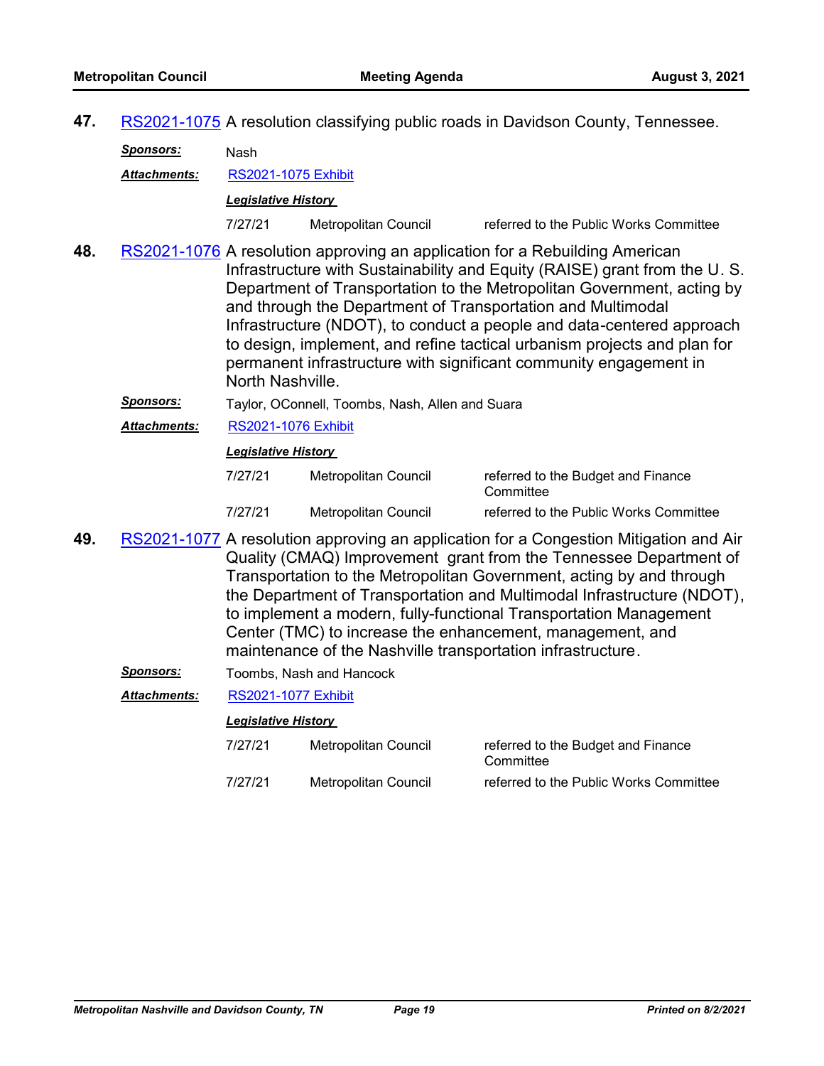**47.** RS2021-1075 A resolution classifying public roads in Davidson County, Tennessee.

***Sponsors:*** Nash

***Attachments:*** RS2021-1075 Exhibit

***Legislative History***

| | | |
|---|---|---|
| 7/27/21 | Metropolitan Council | referred to the Public Works Committee |

**48.** RS2021-1076 A resolution approving an application for a Rebuilding American Infrastructure with Sustainability and Equity (RAISE) grant from the U. S. Department of Transportation to the Metropolitan Government, acting by and through the Department of Transportation and Multimodal Infrastructure (NDOT), to conduct a people and data-centered approach to design, implement, and refine tactical urbanism projects and plan for permanent infrastructure with significant community engagement in North Nashville.

***Sponsors:*** Taylor, OConnell, Toombs, Nash, Allen and Suara

***Attachments:*** RS2021-1076 Exhibit

***Legislative History***

| | | |
|---|---|---|
| 7/27/21 | Metropolitan Council | referred to the Budget and Finance Committee |
| 7/27/21 | Metropolitan Council | referred to the Public Works Committee |

**49.** RS2021-1077 A resolution approving an application for a Congestion Mitigation and Air Quality (CMAQ) Improvement grant from the Tennessee Department of Transportation to the Metropolitan Government, acting by and through the Department of Transportation and Multimodal Infrastructure (NDOT), to implement a modern, fully-functional Transportation Management Center (TMC) to increase the enhancement, management, and maintenance of the Nashville transportation infrastructure.

***Sponsors:*** Toombs, Nash and Hancock

***Attachments:*** RS2021-1077 Exhibit

***Legislative History***

| | | |
|---|---|---|
| 7/27/21 | Metropolitan Council | referred to the Budget and Finance Committee |
| 7/27/21 | Metropolitan Council | referred to the Public Works Committee |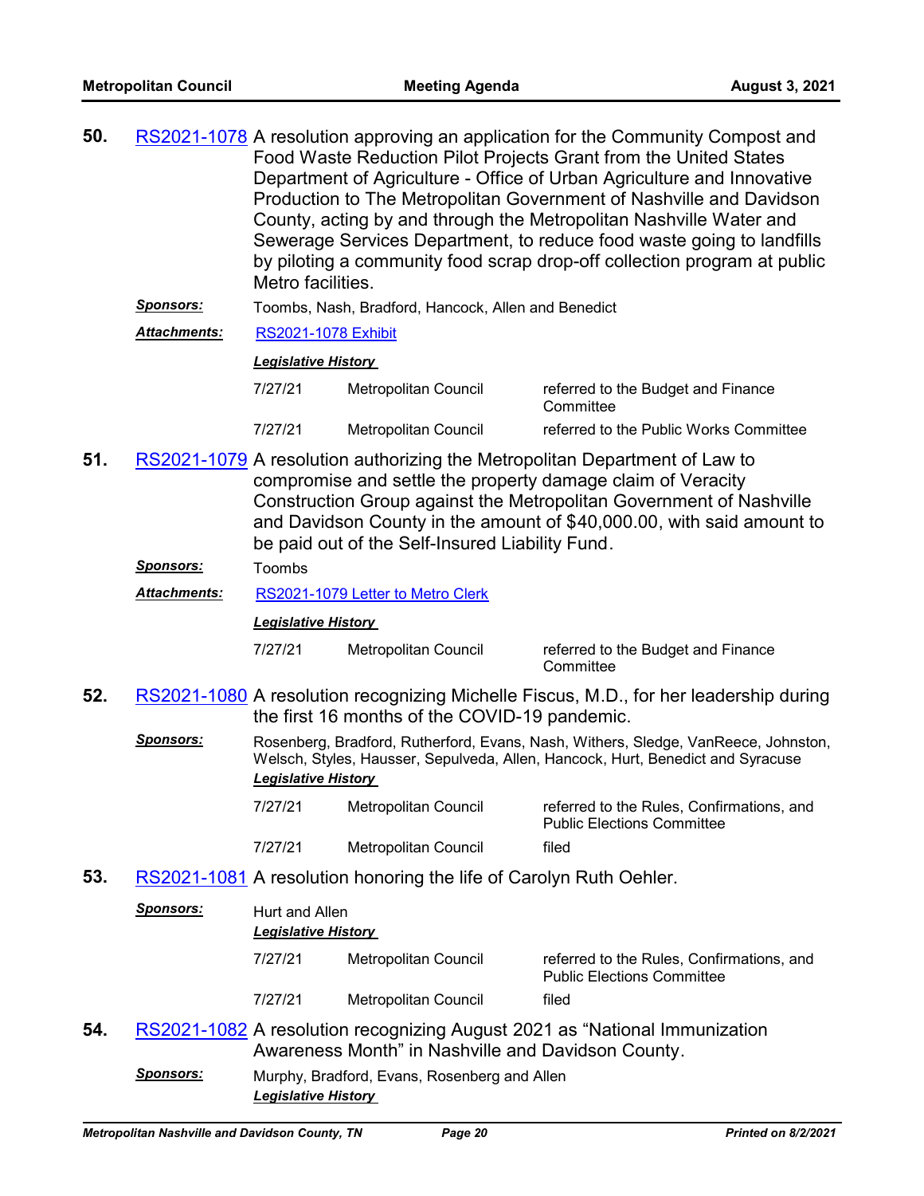**50.** RS2021-1078 A resolution approving an application for the Community Compost and Food Waste Reduction Pilot Projects Grant from the United States Department of Agriculture - Office of Urban Agriculture and Innovative Production to The Metropolitan Government of Nashville and Davidson County, acting by and through the Metropolitan Nashville Water and Sewerage Services Department, to reduce food waste going to landfills by piloting a community food scrap drop-off collection program at public Metro facilities.

***Sponsors:*** Toombs, Nash, Bradford, Hancock, Allen and Benedict

***Attachments:*** RS2021-1078 Exhibit

***Legislative History***

| | | |
|---|---|---|
| 7/27/21 | Metropolitan Council | referred to the Budget and Finance Committee |
| 7/27/21 | Metropolitan Council | referred to the Public Works Committee |

**51.** RS2021-1079 A resolution authorizing the Metropolitan Department of Law to compromise and settle the property damage claim of Veracity Construction Group against the Metropolitan Government of Nashville and Davidson County in the amount of $40,000.00, with said amount to be paid out of the Self-Insured Liability Fund.

***Sponsors:*** Toombs

***Attachments:*** RS2021-1079 Letter to Metro Clerk

***Legislative History***

| | | |
|---|---|---|
| 7/27/21 | Metropolitan Council | referred to the Budget and Finance Committee |

**52.** RS2021-1080 A resolution recognizing Michelle Fiscus, M.D., for her leadership during the first 16 months of the COVID-19 pandemic.

***Sponsors:*** Rosenberg, Bradford, Rutherford, Evans, Nash, Withers, Sledge, VanReece, Johnston, Welsch, Styles, Hausser, Sepulveda, Allen, Hancock, Hurt, Benedict and Syracuse

***Legislative History***

| | | |
|---|---|---|
| 7/27/21 | Metropolitan Council | referred to the Rules, Confirmations, and Public Elections Committee |
| 7/27/21 | Metropolitan Council | filed |

**53.** RS2021-1081 A resolution honoring the life of Carolyn Ruth Oehler.

***Sponsors:*** Hurt and Allen

***Legislative History***

| | | |
|---|---|---|
| 7/27/21 | Metropolitan Council | referred to the Rules, Confirmations, and Public Elections Committee |
| 7/27/21 | Metropolitan Council | filed |

**54.** RS2021-1082 A resolution recognizing August 2021 as "National Immunization Awareness Month" in Nashville and Davidson County.

***Sponsors:*** Murphy, Bradford, Evans, Rosenberg and Allen

***Legislative History***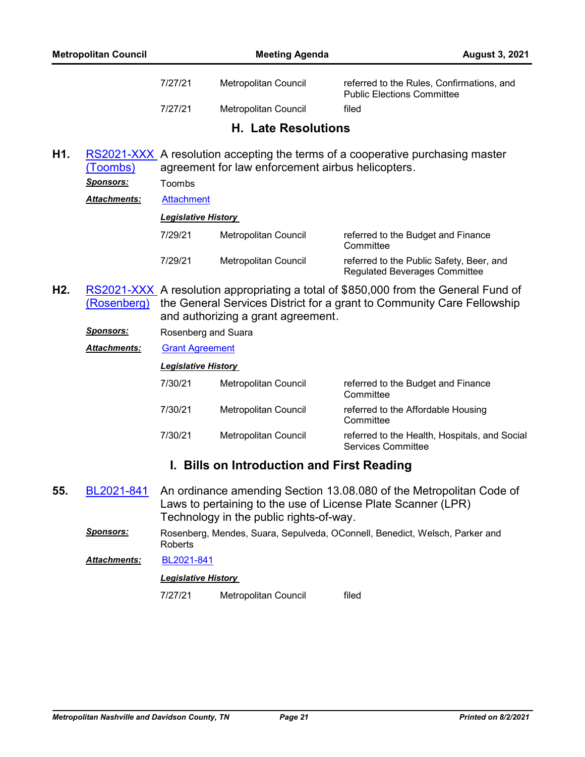| | | |
|---|---|---|
| 7/27/21 | Metropolitan Council | referred to the Rules, Confirmations, and Public Elections Committee |
| 7/27/21 | Metropolitan Council | filed |

## H. Late Resolutions

**H1.** RS2021-XXX (Toombs) A resolution accepting the terms of a cooperative purchasing master agreement for law enforcement airbus helicopters.

***Sponsors:*** Toombs

***Attachments:*** Attachment

***Legislative History***

| | | |
|---|---|---|
| 7/29/21 | Metropolitan Council | referred to the Budget and Finance Committee |
| 7/29/21 | Metropolitan Council | referred to the Public Safety, Beer, and Regulated Beverages Committee |

**H2.** RS2021-XXX (Rosenberg) A resolution appropriating a total of $850,000 from the General Fund of the General Services District for a grant to Community Care Fellowship and authorizing a grant agreement.

***Sponsors:*** Rosenberg and Suara

***Attachments:*** Grant Agreement

***Legislative History***

| | | |
|---|---|---|
| 7/30/21 | Metropolitan Council | referred to the Budget and Finance Committee |
| 7/30/21 | Metropolitan Council | referred to the Affordable Housing Committee |
| 7/30/21 | Metropolitan Council | referred to the Health, Hospitals, and Social Services Committee |

## I. Bills on Introduction and First Reading

**55.** BL2021-841 An ordinance amending Section 13.08.080 of the Metropolitan Code of Laws to pertaining to the use of License Plate Scanner (LPR) Technology in the public rights-of-way.

***Sponsors:*** Rosenberg, Mendes, Suara, Sepulveda, OConnell, Benedict, Welsch, Parker and Roberts

***Attachments:*** BL2021-841

***Legislative History***

| | | |
|---|---|---|
| 7/27/21 | Metropolitan Council | filed |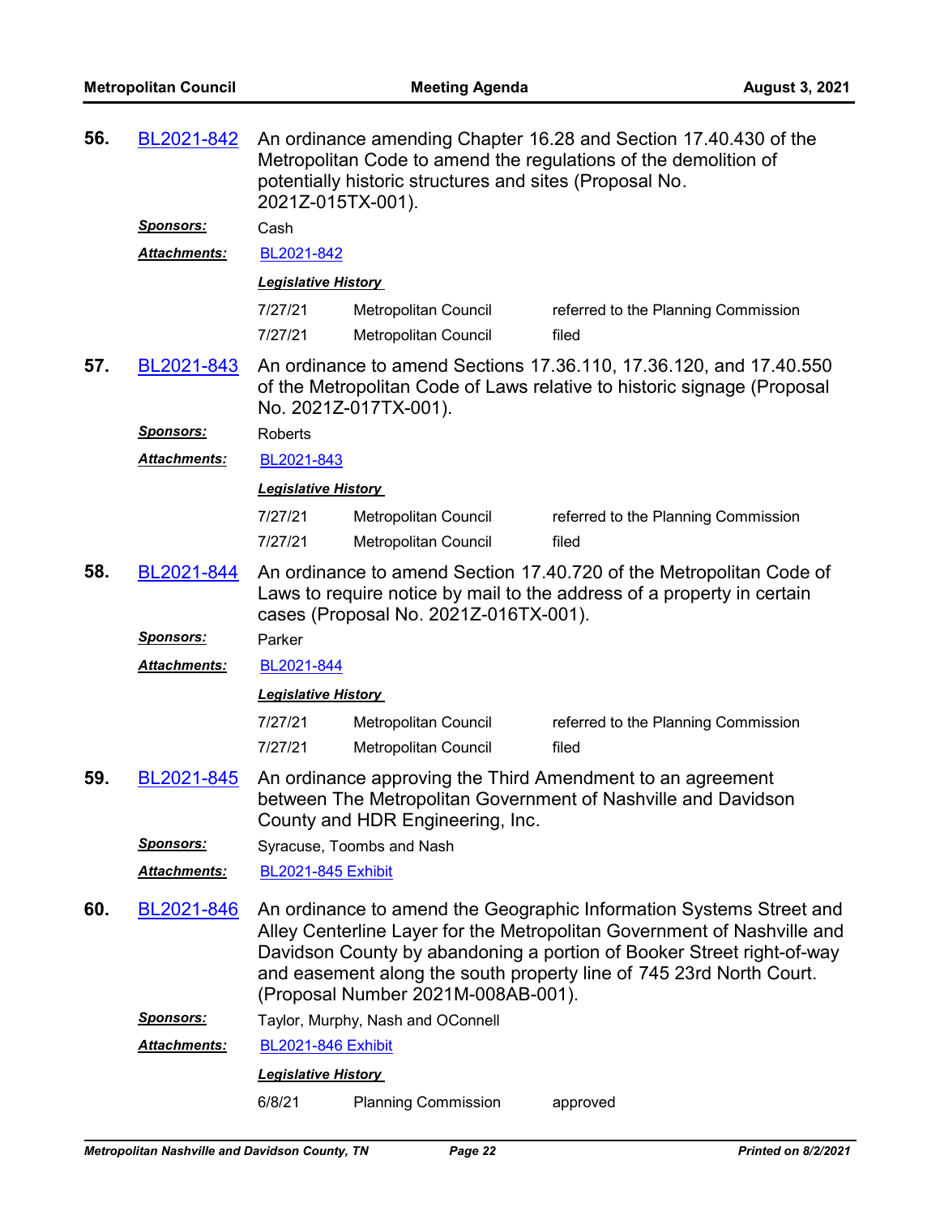**56.** BL2021-842 An ordinance amending Chapter 16.28 and Section 17.40.430 of the Metropolitan Code to amend the regulations of the demolition of potentially historic structures and sites (Proposal No. 2021Z-015TX-001).

***Sponsors:*** Cash

***Attachments:*** BL2021-842

***Legislative History***

| | | |
|---|---|---|
| 7/27/21 | Metropolitan Council | referred to the Planning Commission |
| 7/27/21 | Metropolitan Council | filed |

**57.** BL2021-843 An ordinance to amend Sections 17.36.110, 17.36.120, and 17.40.550 of the Metropolitan Code of Laws relative to historic signage (Proposal No. 2021Z-017TX-001).

***Sponsors:*** Roberts

***Attachments:*** BL2021-843

***Legislative History***

| | | |
|---|---|---|
| 7/27/21 | Metropolitan Council | referred to the Planning Commission |
| 7/27/21 | Metropolitan Council | filed |

**58.** BL2021-844 An ordinance to amend Section 17.40.720 of the Metropolitan Code of Laws to require notice by mail to the address of a property in certain cases (Proposal No. 2021Z-016TX-001).

***Sponsors:*** Parker

***Attachments:*** BL2021-844

***Legislative History***

| | | |
|---|---|---|
| 7/27/21 | Metropolitan Council | referred to the Planning Commission |
| 7/27/21 | Metropolitan Council | filed |

**59.** BL2021-845 An ordinance approving the Third Amendment to an agreement between The Metropolitan Government of Nashville and Davidson County and HDR Engineering, Inc.

***Sponsors:*** Syracuse, Toombs and Nash

***Attachments:*** BL2021-845 Exhibit

**60.** BL2021-846 An ordinance to amend the Geographic Information Systems Street and Alley Centerline Layer for the Metropolitan Government of Nashville and Davidson County by abandoning a portion of Booker Street right-of-way and easement along the south property line of 745 23rd North Court. (Proposal Number 2021M-008AB-001).

***Sponsors:*** Taylor, Murphy, Nash and OConnell

***Attachments:*** BL2021-846 Exhibit

***Legislative History***

| | | |
|---|---|---|
| 6/8/21 | Planning Commission | approved |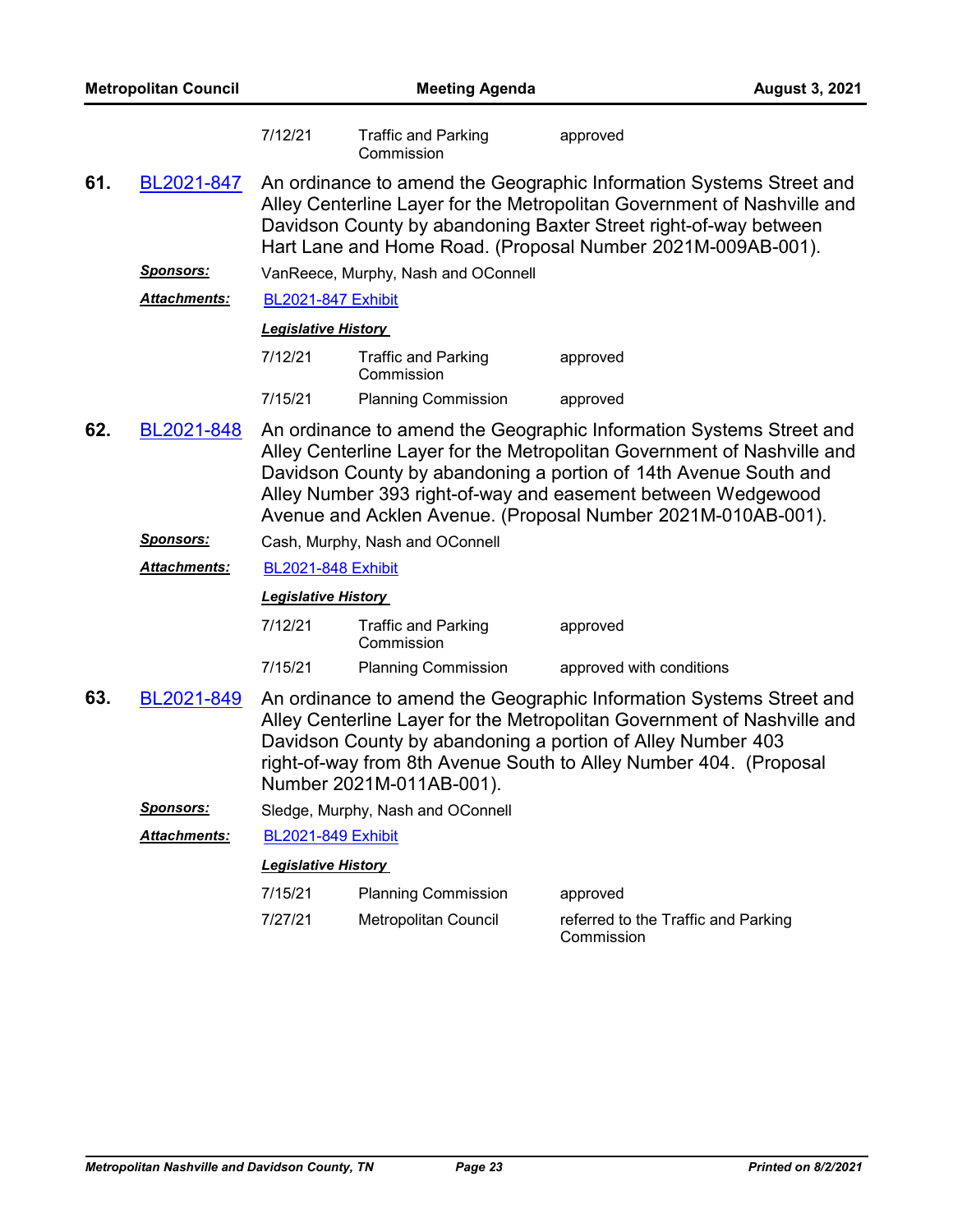| | | |
|---|---|---|
| 7/12/21 | Traffic and Parking Commission | approved |

**61.** BL2021-847 An ordinance to amend the Geographic Information Systems Street and Alley Centerline Layer for the Metropolitan Government of Nashville and Davidson County by abandoning Baxter Street right-of-way between Hart Lane and Home Road. (Proposal Number 2021M-009AB-001).

***Sponsors:*** VanReece, Murphy, Nash and OConnell

***Attachments:*** BL2021-847 Exhibit

***Legislative History***

| | | |
|---|---|---|
| 7/12/21 | Traffic and Parking Commission | approved |
| 7/15/21 | Planning Commission | approved |

**62.** BL2021-848 An ordinance to amend the Geographic Information Systems Street and Alley Centerline Layer for the Metropolitan Government of Nashville and Davidson County by abandoning a portion of 14th Avenue South and Alley Number 393 right-of-way and easement between Wedgewood Avenue and Acklen Avenue. (Proposal Number 2021M-010AB-001).

***Sponsors:*** Cash, Murphy, Nash and OConnell

***Attachments:*** BL2021-848 Exhibit

***Legislative History***

| | | |
|---|---|---|
| 7/12/21 | Traffic and Parking Commission | approved |
| 7/15/21 | Planning Commission | approved with conditions |

**63.** BL2021-849 An ordinance to amend the Geographic Information Systems Street and Alley Centerline Layer for the Metropolitan Government of Nashville and Davidson County by abandoning a portion of Alley Number 403 right-of-way from 8th Avenue South to Alley Number 404. (Proposal Number 2021M-011AB-001).

***Sponsors:*** Sledge, Murphy, Nash and OConnell

***Attachments:*** BL2021-849 Exhibit

***Legislative History***

| | | |
|---|---|---|
| 7/15/21 | Planning Commission | approved |
| 7/27/21 | Metropolitan Council | referred to the Traffic and Parking Commission |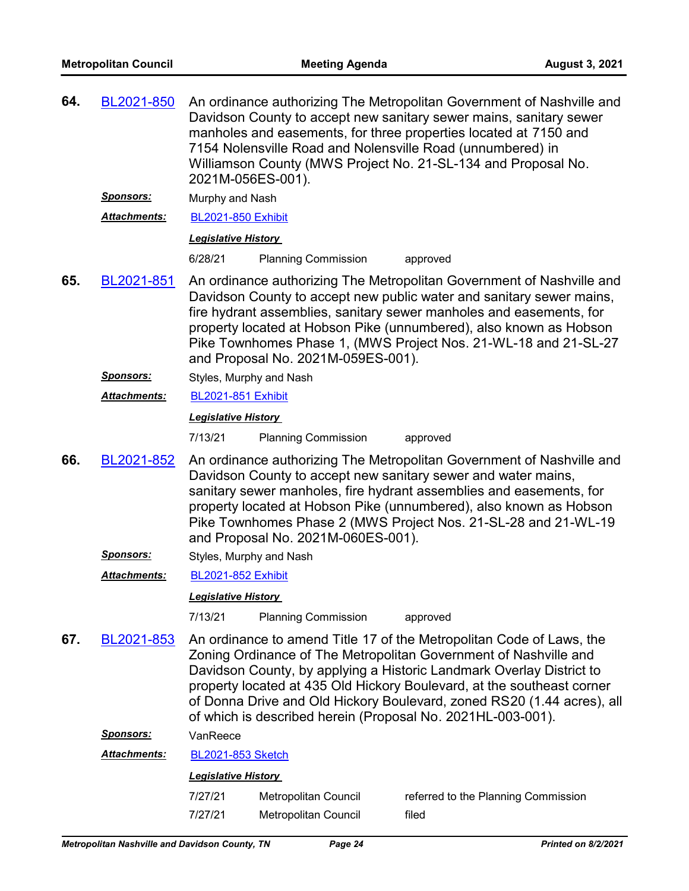**64.** BL2021-850 An ordinance authorizing The Metropolitan Government of Nashville and Davidson County to accept new sanitary sewer mains, sanitary sewer manholes and easements, for three properties located at 7150 and 7154 Nolensville Road and Nolensville Road (unnumbered) in Williamson County (MWS Project No. 21-SL-134 and Proposal No. 2021M-056ES-001).

***Sponsors:*** Murphy and Nash

***Attachments:*** BL2021-850 Exhibit

***Legislative History***

| | | |
|---|---|---|
| 6/28/21 | Planning Commission | approved |

**65.** BL2021-851 An ordinance authorizing The Metropolitan Government of Nashville and Davidson County to accept new public water and sanitary sewer mains, fire hydrant assemblies, sanitary sewer manholes and easements, for property located at Hobson Pike (unnumbered), also known as Hobson Pike Townhomes Phase 1, (MWS Project Nos. 21-WL-18 and 21-SL-27 and Proposal No. 2021M-059ES-001).

***Sponsors:*** Styles, Murphy and Nash

***Attachments:*** BL2021-851 Exhibit

***Legislative History***

| | | |
|---|---|---|
| 7/13/21 | Planning Commission | approved |

**66.** BL2021-852 An ordinance authorizing The Metropolitan Government of Nashville and Davidson County to accept new sanitary sewer and water mains, sanitary sewer manholes, fire hydrant assemblies and easements, for property located at Hobson Pike (unnumbered), also known as Hobson Pike Townhomes Phase 2 (MWS Project Nos. 21-SL-28 and 21-WL-19 and Proposal No. 2021M-060ES-001).

***Sponsors:*** Styles, Murphy and Nash

***Attachments:*** BL2021-852 Exhibit

***Legislative History***

| | | |
|---|---|---|
| 7/13/21 | Planning Commission | approved |

**67.** BL2021-853 An ordinance to amend Title 17 of the Metropolitan Code of Laws, the Zoning Ordinance of The Metropolitan Government of Nashville and Davidson County, by applying a Historic Landmark Overlay District to property located at 435 Old Hickory Boulevard, at the southeast corner of Donna Drive and Old Hickory Boulevard, zoned RS20 (1.44 acres), all of which is described herein (Proposal No. 2021HL-003-001).

***Sponsors:*** VanReece

***Attachments:*** BL2021-853 Sketch

***Legislative History***

| | | |
|---|---|---|
| 7/27/21 | Metropolitan Council | referred to the Planning Commission |
| 7/27/21 | Metropolitan Council | filed |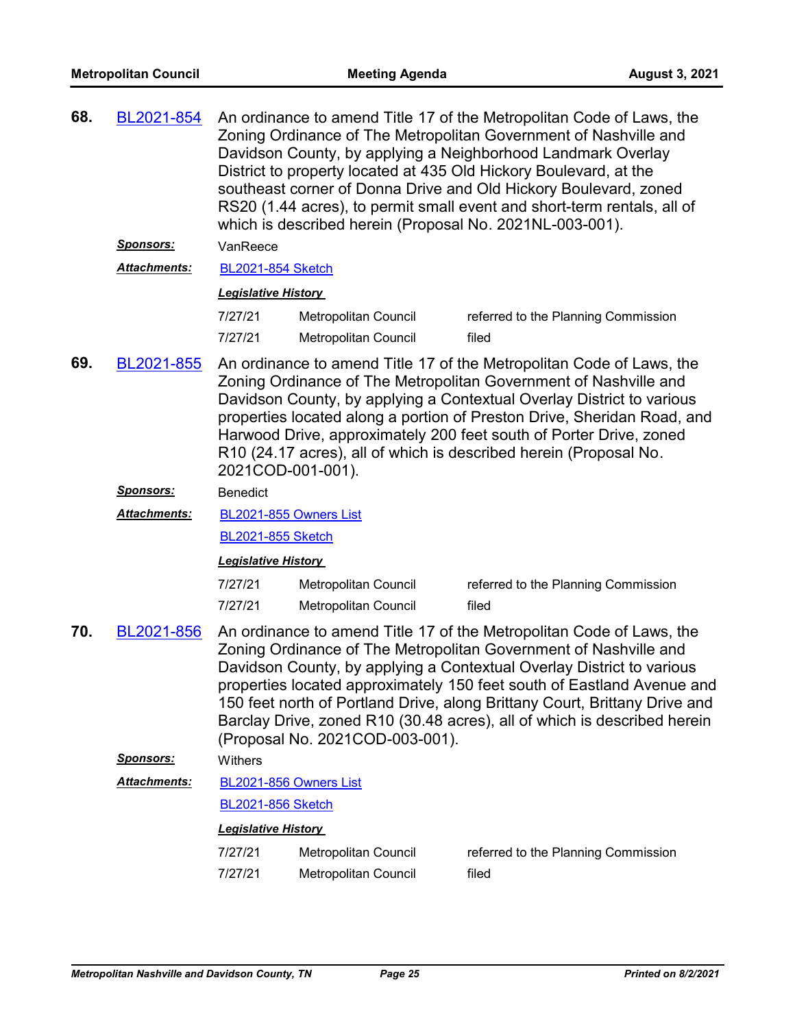**68.** BL2021-854 An ordinance to amend Title 17 of the Metropolitan Code of Laws, the Zoning Ordinance of The Metropolitan Government of Nashville and Davidson County, by applying a Neighborhood Landmark Overlay District to property located at 435 Old Hickory Boulevard, at the southeast corner of Donna Drive and Old Hickory Boulevard, zoned RS20 (1.44 acres), to permit small event and short-term rentals, all of which is described herein (Proposal No. 2021NL-003-001).

***Sponsors:*** VanReece

***Attachments:*** BL2021-854 Sketch

***Legislative History***

| | | |
|---|---|---|
| 7/27/21 | Metropolitan Council | referred to the Planning Commission |
| 7/27/21 | Metropolitan Council | filed |

**69.** BL2021-855 An ordinance to amend Title 17 of the Metropolitan Code of Laws, the Zoning Ordinance of The Metropolitan Government of Nashville and Davidson County, by applying a Contextual Overlay District to various properties located along a portion of Preston Drive, Sheridan Road, and Harwood Drive, approximately 200 feet south of Porter Drive, zoned R10 (24.17 acres), all of which is described herein (Proposal No. 2021COD-001-001).

***Sponsors:*** Benedict

***Attachments:*** BL2021-855 Owners List

BL2021-855 Sketch

***Legislative History***

| | | |
|---|---|---|
| 7/27/21 | Metropolitan Council | referred to the Planning Commission |
| 7/27/21 | Metropolitan Council | filed |

**70.** BL2021-856 An ordinance to amend Title 17 of the Metropolitan Code of Laws, the Zoning Ordinance of The Metropolitan Government of Nashville and Davidson County, by applying a Contextual Overlay District to various properties located approximately 150 feet south of Eastland Avenue and 150 feet north of Portland Drive, along Brittany Court, Brittany Drive and Barclay Drive, zoned R10 (30.48 acres), all of which is described herein (Proposal No. 2021COD-003-001).

***Sponsors:*** Withers

***Attachments:*** BL2021-856 Owners List

BL2021-856 Sketch

***Legislative History***

| | | |
|---|---|---|
| 7/27/21 | Metropolitan Council | referred to the Planning Commission |
| 7/27/21 | Metropolitan Council | filed |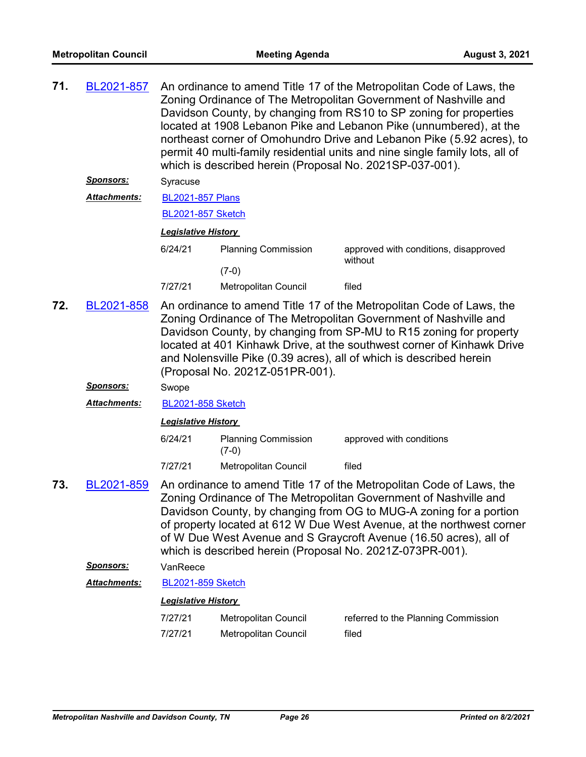**71.** BL2021-857 An ordinance to amend Title 17 of the Metropolitan Code of Laws, the Zoning Ordinance of The Metropolitan Government of Nashville and Davidson County, by changing from RS10 to SP zoning for properties located at 1908 Lebanon Pike and Lebanon Pike (unnumbered), at the northeast corner of Omohundro Drive and Lebanon Pike (5.92 acres), to permit 40 multi-family residential units and nine single family lots, all of which is described herein (Proposal No. 2021SP-037-001).

***Sponsors:*** Syracuse

***Attachments:*** BL2021-857 Plans

BL2021-857 Sketch

***Legislative History***

| | | |
|---|---|---|
| 6/24/21 | Planning Commission (7-0) | approved with conditions, disapproved without |
| 7/27/21 | Metropolitan Council | filed |

**72.** BL2021-858 An ordinance to amend Title 17 of the Metropolitan Code of Laws, the Zoning Ordinance of The Metropolitan Government of Nashville and Davidson County, by changing from SP-MU to R15 zoning for property located at 401 Kinhawk Drive, at the southwest corner of Kinhawk Drive and Nolensville Pike (0.39 acres), all of which is described herein (Proposal No. 2021Z-051PR-001).

***Sponsors:*** Swope

***Attachments:*** BL2021-858 Sketch

***Legislative History***

| | | |
|---|---|---|
| 6/24/21 | Planning Commission (7-0) | approved with conditions |
| 7/27/21 | Metropolitan Council | filed |

**73.** BL2021-859 An ordinance to amend Title 17 of the Metropolitan Code of Laws, the Zoning Ordinance of The Metropolitan Government of Nashville and Davidson County, by changing from OG to MUG-A zoning for a portion of property located at 612 W Due West Avenue, at the northwest corner of W Due West Avenue and S Graycroft Avenue (16.50 acres), all of which is described herein (Proposal No. 2021Z-073PR-001).

***Sponsors:*** VanReece

***Attachments:*** BL2021-859 Sketch

***Legislative History***

| | | |
|---|---|---|
| 7/27/21 | Metropolitan Council | referred to the Planning Commission |
| 7/27/21 | Metropolitan Council | filed |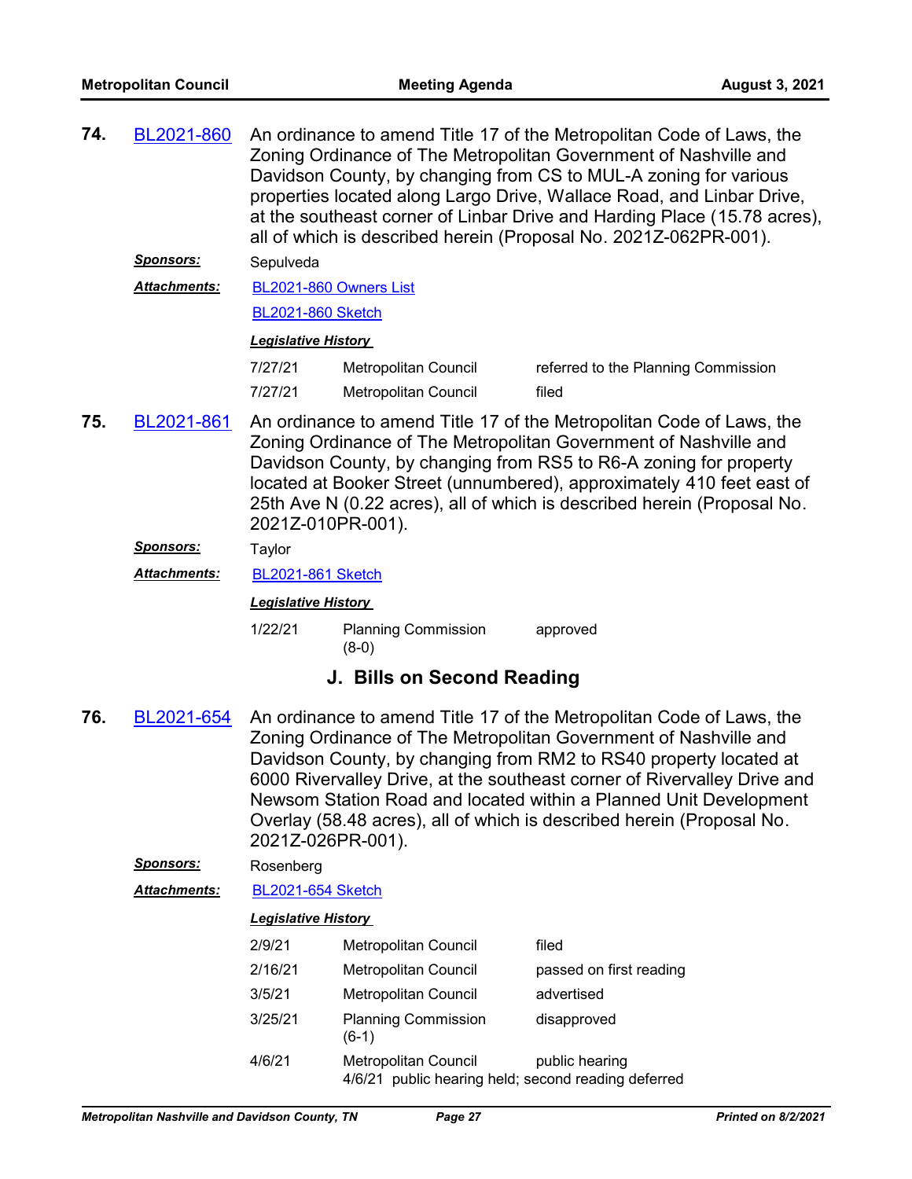**74.** BL2021-860 An ordinance to amend Title 17 of the Metropolitan Code of Laws, the Zoning Ordinance of The Metropolitan Government of Nashville and Davidson County, by changing from CS to MUL-A zoning for various properties located along Largo Drive, Wallace Road, and Linbar Drive, at the southeast corner of Linbar Drive and Harding Place (15.78 acres), all of which is described herein (Proposal No. 2021Z-062PR-001).

***Sponsors:*** Sepulveda

***Attachments:*** BL2021-860 Owners List

BL2021-860 Sketch

***Legislative History***

| | | |
|---|---|---|
| 7/27/21 | Metropolitan Council | referred to the Planning Commission |
| 7/27/21 | Metropolitan Council | filed |

**75.** BL2021-861 An ordinance to amend Title 17 of the Metropolitan Code of Laws, the Zoning Ordinance of The Metropolitan Government of Nashville and Davidson County, by changing from RS5 to R6-A zoning for property located at Booker Street (unnumbered), approximately 410 feet east of 25th Ave N (0.22 acres), all of which is described herein (Proposal No. 2021Z-010PR-001).

***Sponsors:*** Taylor

***Attachments:*** BL2021-861 Sketch

***Legislative History***

| | | |
|---|---|---|
| 1/22/21 | Planning Commission (8-0) | approved |

## J. Bills on Second Reading

**76.** BL2021-654 An ordinance to amend Title 17 of the Metropolitan Code of Laws, the Zoning Ordinance of The Metropolitan Government of Nashville and Davidson County, by changing from RM2 to RS40 property located at 6000 Rivervalley Drive, at the southeast corner of Rivervalley Drive and Newsom Station Road and located within a Planned Unit Development Overlay (58.48 acres), all of which is described herein (Proposal No. 2021Z-026PR-001).

***Sponsors:*** Rosenberg

***Attachments:*** BL2021-654 Sketch

***Legislative History***

| | | |
|---|---|---|
| 2/9/21 | Metropolitan Council | filed |
| 2/16/21 | Metropolitan Council | passed on first reading |
| 3/5/21 | Metropolitan Council | advertised |
| 3/25/21 | Planning Commission (6-1) | disapproved |
| 4/6/21 | Metropolitan Council | public hearing |

4/6/21 public hearing held; second reading deferred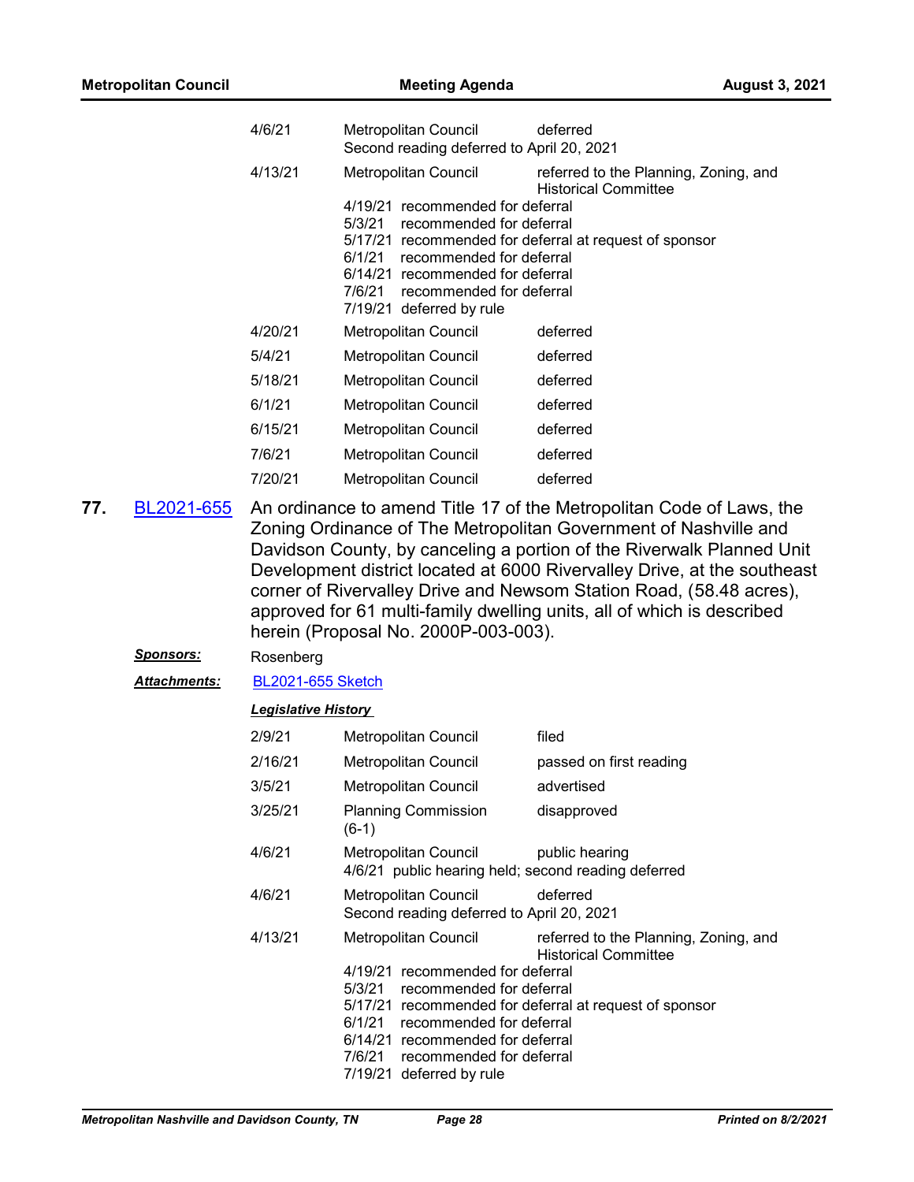| | | |
|---|---|---|
| 4/6/21 | Metropolitan Council<br>Second reading deferred to April 20, 2021 | deferred |
| 4/13/21 | Metropolitan Council<br>4/19/21 recommended for deferral<br>5/3/21 recommended for deferral<br>5/17/21 recommended for deferral at request of sponsor<br>6/1/21 recommended for deferral<br>6/14/21 recommended for deferral<br>7/6/21 recommended for deferral<br>7/19/21 deferred by rule | referred to the Planning, Zoning, and Historical Committee |
| 4/20/21 | Metropolitan Council | deferred |
| 5/4/21 | Metropolitan Council | deferred |
| 5/18/21 | Metropolitan Council | deferred |
| 6/1/21 | Metropolitan Council | deferred |
| 6/15/21 | Metropolitan Council | deferred |
| 7/6/21 | Metropolitan Council | deferred |
| 7/20/21 | Metropolitan Council | deferred |

**77.** BL2021-655 An ordinance to amend Title 17 of the Metropolitan Code of Laws, the Zoning Ordinance of The Metropolitan Government of Nashville and Davidson County, by canceling a portion of the Riverwalk Planned Unit Development district located at 6000 Rivervalley Drive, at the southeast corner of Rivervalley Drive and Newsom Station Road, (58.48 acres), approved for 61 multi-family dwelling units, all of which is described herein (Proposal No. 2000P-003-003).

***Sponsors:*** Rosenberg

***Attachments:*** BL2021-655 Sketch

***Legislative History***

| | | |
|---|---|---|
| 2/9/21 | Metropolitan Council | filed |
| 2/16/21 | Metropolitan Council | passed on first reading |
| 3/5/21 | Metropolitan Council | advertised |
| 3/25/21 | Planning Commission (6-1) | disapproved |
| 4/6/21 | Metropolitan Council<br>4/6/21 public hearing held; second reading deferred | public hearing |
| 4/6/21 | Metropolitan Council<br>Second reading deferred to April 20, 2021 | deferred |
| 4/13/21 | Metropolitan Council<br>4/19/21 recommended for deferral<br>5/3/21 recommended for deferral<br>5/17/21 recommended for deferral at request of sponsor<br>6/1/21 recommended for deferral<br>6/14/21 recommended for deferral<br>7/6/21 recommended for deferral<br>7/19/21 deferred by rule | referred to the Planning, Zoning, and Historical Committee |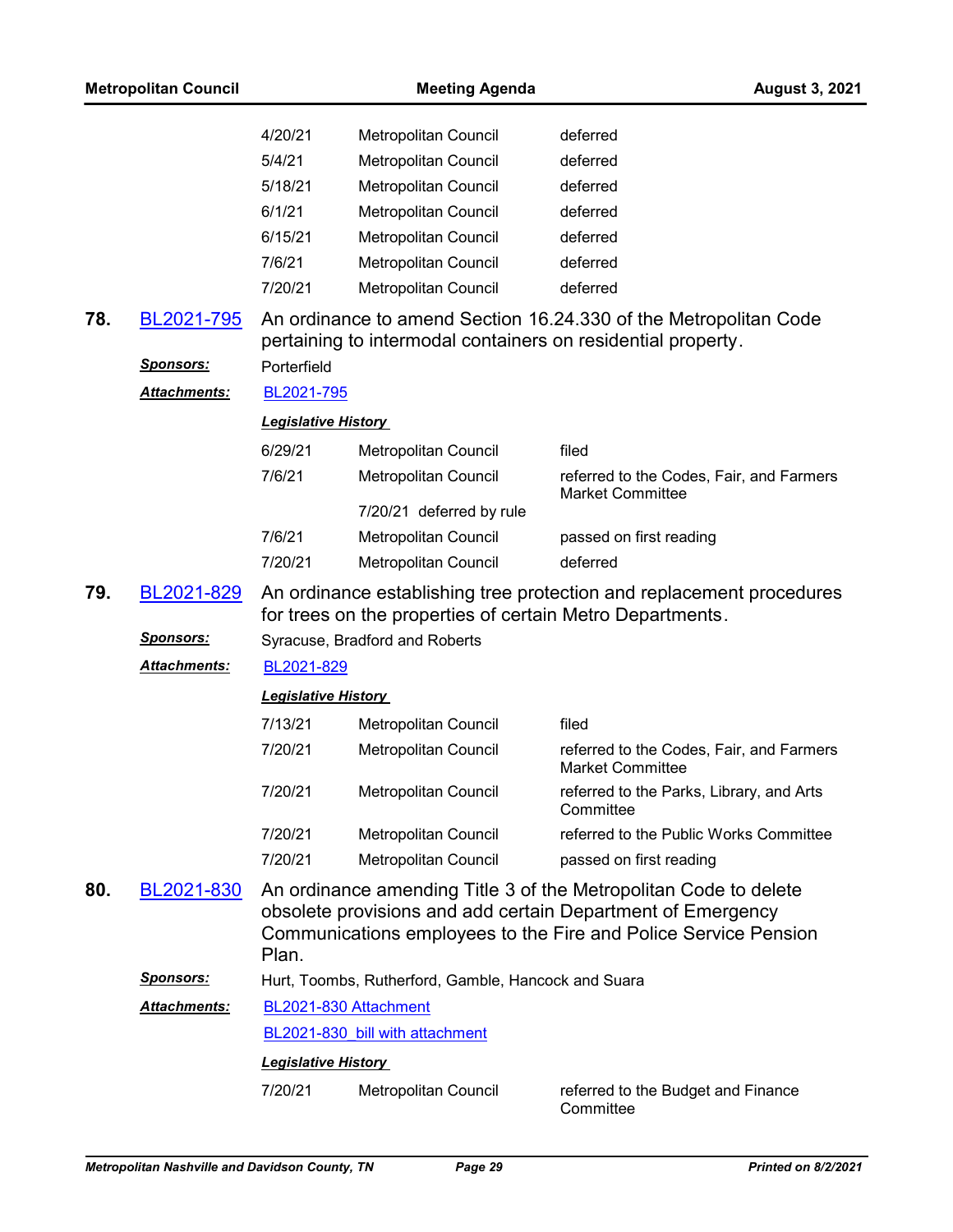| | | |
|---|---|---|
| 4/20/21 | Metropolitan Council | deferred |
| 5/4/21 | Metropolitan Council | deferred |
| 5/18/21 | Metropolitan Council | deferred |
| 6/1/21 | Metropolitan Council | deferred |
| 6/15/21 | Metropolitan Council | deferred |
| 7/6/21 | Metropolitan Council | deferred |
| 7/20/21 | Metropolitan Council | deferred |

**78.** BL2021-795 An ordinance to amend Section 16.24.330 of the Metropolitan Code pertaining to intermodal containers on residential property.

***Sponsors:*** Porterfield

***Attachments:*** BL2021-795

***Legislative History***

| | | |
|---|---|---|
| 6/29/21 | Metropolitan Council | filed |
| 7/6/21 | Metropolitan Council | referred to the Codes, Fair, and Farmers Market Committee |
| | 7/20/21 deferred by rule | |
| 7/6/21 | Metropolitan Council | passed on first reading |
| 7/20/21 | Metropolitan Council | deferred |

**79.** BL2021-829 An ordinance establishing tree protection and replacement procedures for trees on the properties of certain Metro Departments.

***Sponsors:*** Syracuse, Bradford and Roberts

***Attachments:*** BL2021-829

***Legislative History***

| | | |
|---|---|---|
| 7/13/21 | Metropolitan Council | filed |
| 7/20/21 | Metropolitan Council | referred to the Codes, Fair, and Farmers Market Committee |
| 7/20/21 | Metropolitan Council | referred to the Parks, Library, and Arts Committee |
| 7/20/21 | Metropolitan Council | referred to the Public Works Committee |
| 7/20/21 | Metropolitan Council | passed on first reading |

**80.** BL2021-830 An ordinance amending Title 3 of the Metropolitan Code to delete obsolete provisions and add certain Department of Emergency Communications employees to the Fire and Police Service Pension Plan.

***Sponsors:*** Hurt, Toombs, Rutherford, Gamble, Hancock and Suara

***Attachments:*** BL2021-830 Attachment

BL2021-830_bill with attachment

***Legislative History***

| | | |
|---|---|---|
| 7/20/21 | Metropolitan Council | referred to the Budget and Finance Committee |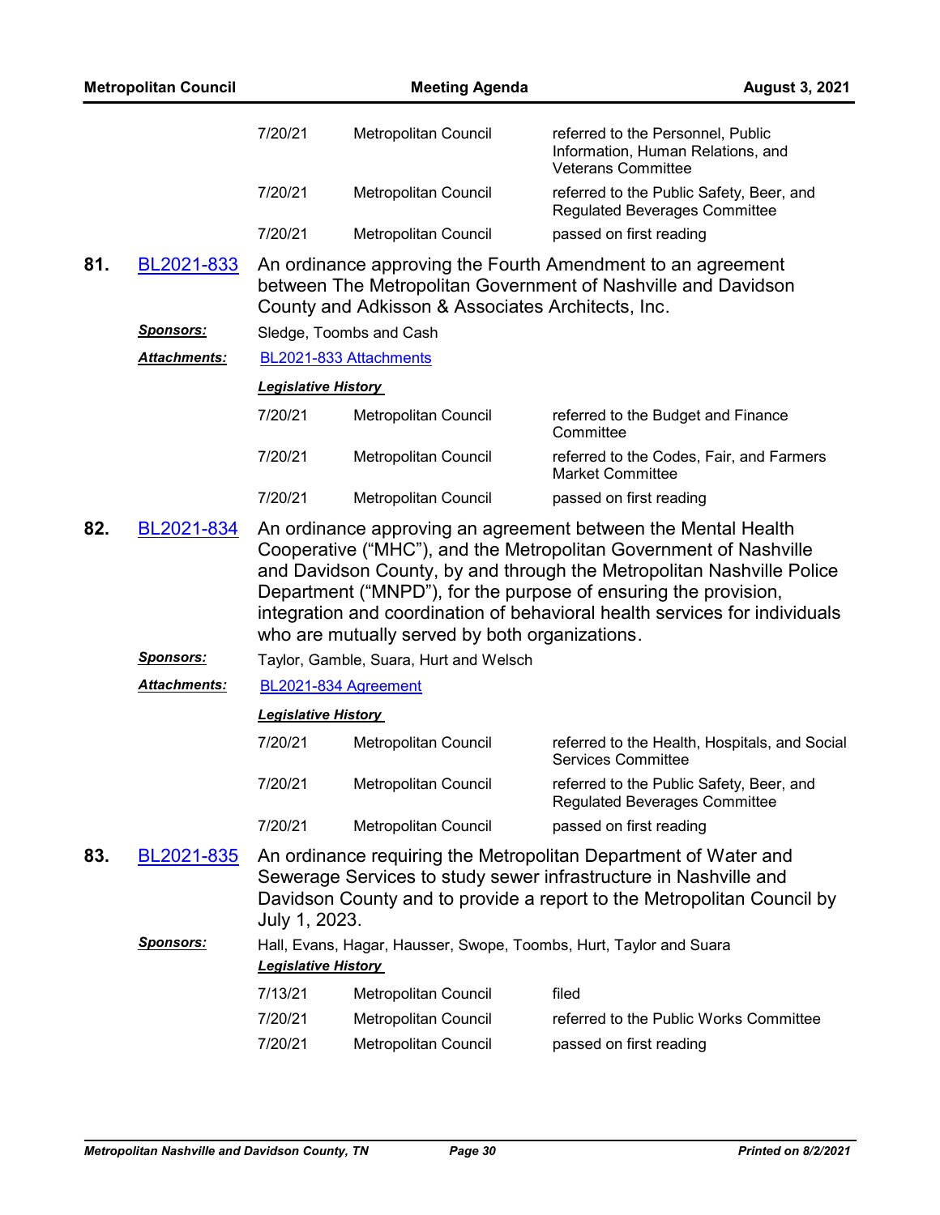| | | |
|---|---|---|
| 7/20/21 | Metropolitan Council | referred to the Personnel, Public Information, Human Relations, and Veterans Committee |
| 7/20/21 | Metropolitan Council | referred to the Public Safety, Beer, and Regulated Beverages Committee |
| 7/20/21 | Metropolitan Council | passed on first reading |

**81.** BL2021-833 An ordinance approving the Fourth Amendment to an agreement between The Metropolitan Government of Nashville and Davidson County and Adkisson & Associates Architects, Inc.

***Sponsors:*** Sledge, Toombs and Cash

***Attachments:*** BL2021-833 Attachments

***Legislative History***

| | | |
|---|---|---|
| 7/20/21 | Metropolitan Council | referred to the Budget and Finance Committee |
| 7/20/21 | Metropolitan Council | referred to the Codes, Fair, and Farmers Market Committee |
| 7/20/21 | Metropolitan Council | passed on first reading |

**82.** BL2021-834 An ordinance approving an agreement between the Mental Health Cooperative ("MHC"), and the Metropolitan Government of Nashville and Davidson County, by and through the Metropolitan Nashville Police Department ("MNPD"), for the purpose of ensuring the provision, integration and coordination of behavioral health services for individuals who are mutually served by both organizations.

***Sponsors:*** Taylor, Gamble, Suara, Hurt and Welsch

***Attachments:*** BL2021-834 Agreement

***Legislative History***

| | | |
|---|---|---|
| 7/20/21 | Metropolitan Council | referred to the Health, Hospitals, and Social Services Committee |
| 7/20/21 | Metropolitan Council | referred to the Public Safety, Beer, and Regulated Beverages Committee |
| 7/20/21 | Metropolitan Council | passed on first reading |

**83.** BL2021-835 An ordinance requiring the Metropolitan Department of Water and Sewerage Services to study sewer infrastructure in Nashville and Davidson County and to provide a report to the Metropolitan Council by July 1, 2023.

***Sponsors:*** Hall, Evans, Hagar, Hausser, Swope, Toombs, Hurt, Taylor and Suara

***Legislative History***

| | | |
|---|---|---|
| 7/13/21 | Metropolitan Council | filed |
| 7/20/21 | Metropolitan Council | referred to the Public Works Committee |
| 7/20/21 | Metropolitan Council | passed on first reading |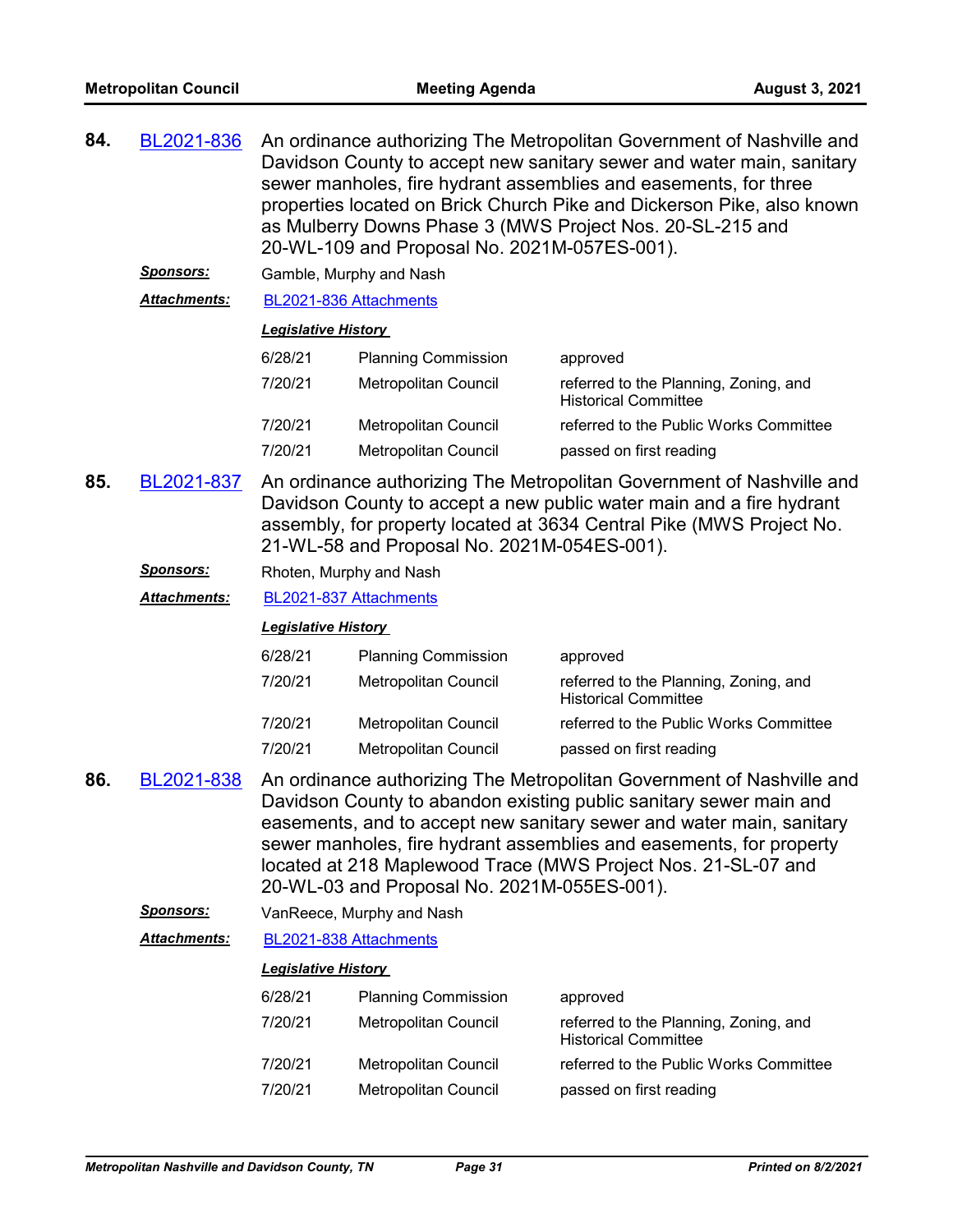**84.** BL2021-836 An ordinance authorizing The Metropolitan Government of Nashville and Davidson County to accept new sanitary sewer and water main, sanitary sewer manholes, fire hydrant assemblies and easements, for three properties located on Brick Church Pike and Dickerson Pike, also known as Mulberry Downs Phase 3 (MWS Project Nos. 20-SL-215 and 20-WL-109 and Proposal No. 2021M-057ES-001).

***Sponsors:*** Gamble, Murphy and Nash

***Attachments:*** BL2021-836 Attachments

***Legislative History***

| Date | Body | Action |
|---|---|---|
| 6/28/21 | Planning Commission | approved |
| 7/20/21 | Metropolitan Council | referred to the Planning, Zoning, and Historical Committee |
| 7/20/21 | Metropolitan Council | referred to the Public Works Committee |
| 7/20/21 | Metropolitan Council | passed on first reading |

**85.** BL2021-837 An ordinance authorizing The Metropolitan Government of Nashville and Davidson County to accept a new public water main and a fire hydrant assembly, for property located at 3634 Central Pike (MWS Project No. 21-WL-58 and Proposal No. 2021M-054ES-001).

***Sponsors:*** Rhoten, Murphy and Nash

***Attachments:*** BL2021-837 Attachments

***Legislative History***

| Date | Body | Action |
|---|---|---|
| 6/28/21 | Planning Commission | approved |
| 7/20/21 | Metropolitan Council | referred to the Planning, Zoning, and Historical Committee |
| 7/20/21 | Metropolitan Council | referred to the Public Works Committee |
| 7/20/21 | Metropolitan Council | passed on first reading |

**86.** BL2021-838 An ordinance authorizing The Metropolitan Government of Nashville and Davidson County to abandon existing public sanitary sewer main and easements, and to accept new sanitary sewer and water main, sanitary sewer manholes, fire hydrant assemblies and easements, for property located at 218 Maplewood Trace (MWS Project Nos. 21-SL-07 and 20-WL-03 and Proposal No. 2021M-055ES-001).

***Sponsors:*** VanReece, Murphy and Nash

***Attachments:*** BL2021-838 Attachments

***Legislative History***

| Date | Body | Action |
|---|---|---|
| 6/28/21 | Planning Commission | approved |
| 7/20/21 | Metropolitan Council | referred to the Planning, Zoning, and Historical Committee |
| 7/20/21 | Metropolitan Council | referred to the Public Works Committee |
| 7/20/21 | Metropolitan Council | passed on first reading |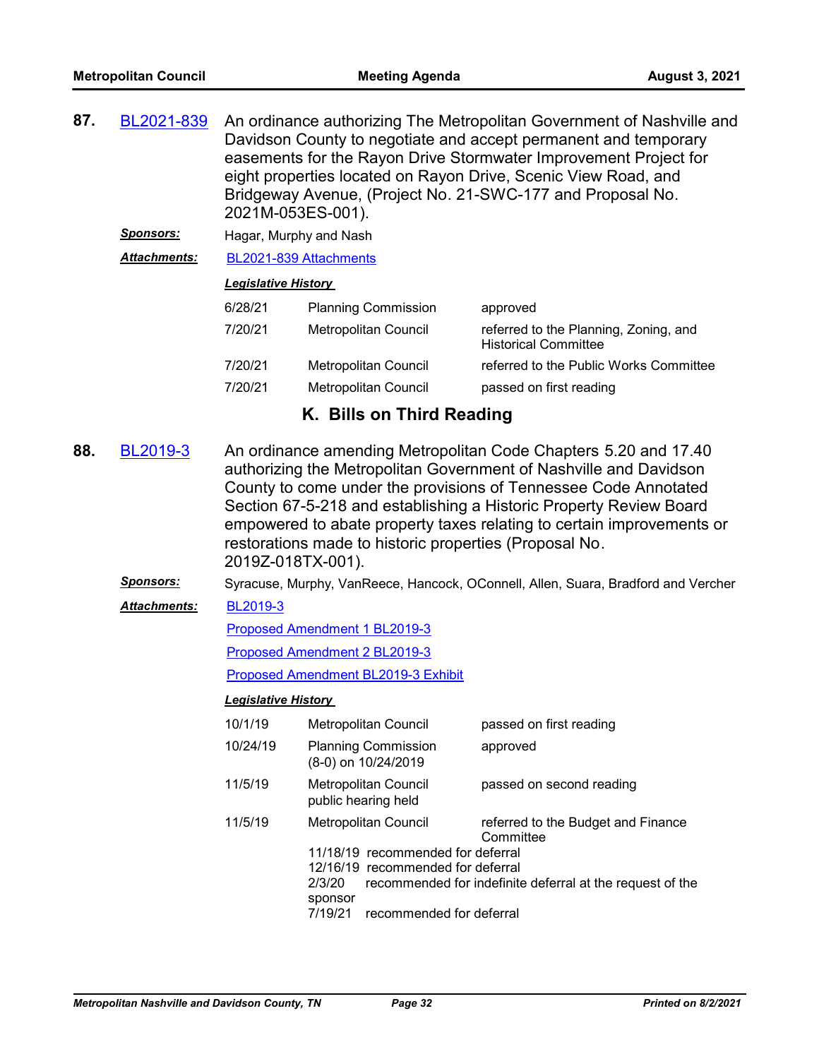**87.** BL2021-839 An ordinance authorizing The Metropolitan Government of Nashville and Davidson County to negotiate and accept permanent and temporary easements for the Rayon Drive Stormwater Improvement Project for eight properties located on Rayon Drive, Scenic View Road, and Bridgeway Avenue, (Project No. 21-SWC-177 and Proposal No. 2021M-053ES-001).

***Sponsors:*** Hagar, Murphy and Nash

***Attachments:*** BL2021-839 Attachments

***Legislative History***

| | | |
|---|---|---|
| 6/28/21 | Planning Commission | approved |
| 7/20/21 | Metropolitan Council | referred to the Planning, Zoning, and Historical Committee |
| 7/20/21 | Metropolitan Council | referred to the Public Works Committee |
| 7/20/21 | Metropolitan Council | passed on first reading |

## K. Bills on Third Reading

**88.** BL2019-3 An ordinance amending Metropolitan Code Chapters 5.20 and 17.40 authorizing the Metropolitan Government of Nashville and Davidson County to come under the provisions of Tennessee Code Annotated Section 67-5-218 and establishing a Historic Property Review Board empowered to abate property taxes relating to certain improvements or restorations made to historic properties (Proposal No. 2019Z-018TX-001).

***Sponsors:*** Syracuse, Murphy, VanReece, Hancock, OConnell, Allen, Suara, Bradford and Vercher

***Attachments:*** BL2019-3

Proposed Amendment 1 BL2019-3

Proposed Amendment 2 BL2019-3

Proposed Amendment BL2019-3 Exhibit

***Legislative History***

| | | |
|---|---|---|
| 10/1/19 | Metropolitan Council | passed on first reading |
| 10/24/19 | Planning Commission (8-0) on 10/24/2019 | approved |
| 11/5/19 | Metropolitan Council public hearing held | passed on second reading |
| 11/5/19 | Metropolitan Council | referred to the Budget and Finance Committee |

11/18/19 recommended for deferral
12/16/19 recommended for deferral
2/3/20 recommended for indefinite deferral at the request of the sponsor
7/19/21 recommended for deferral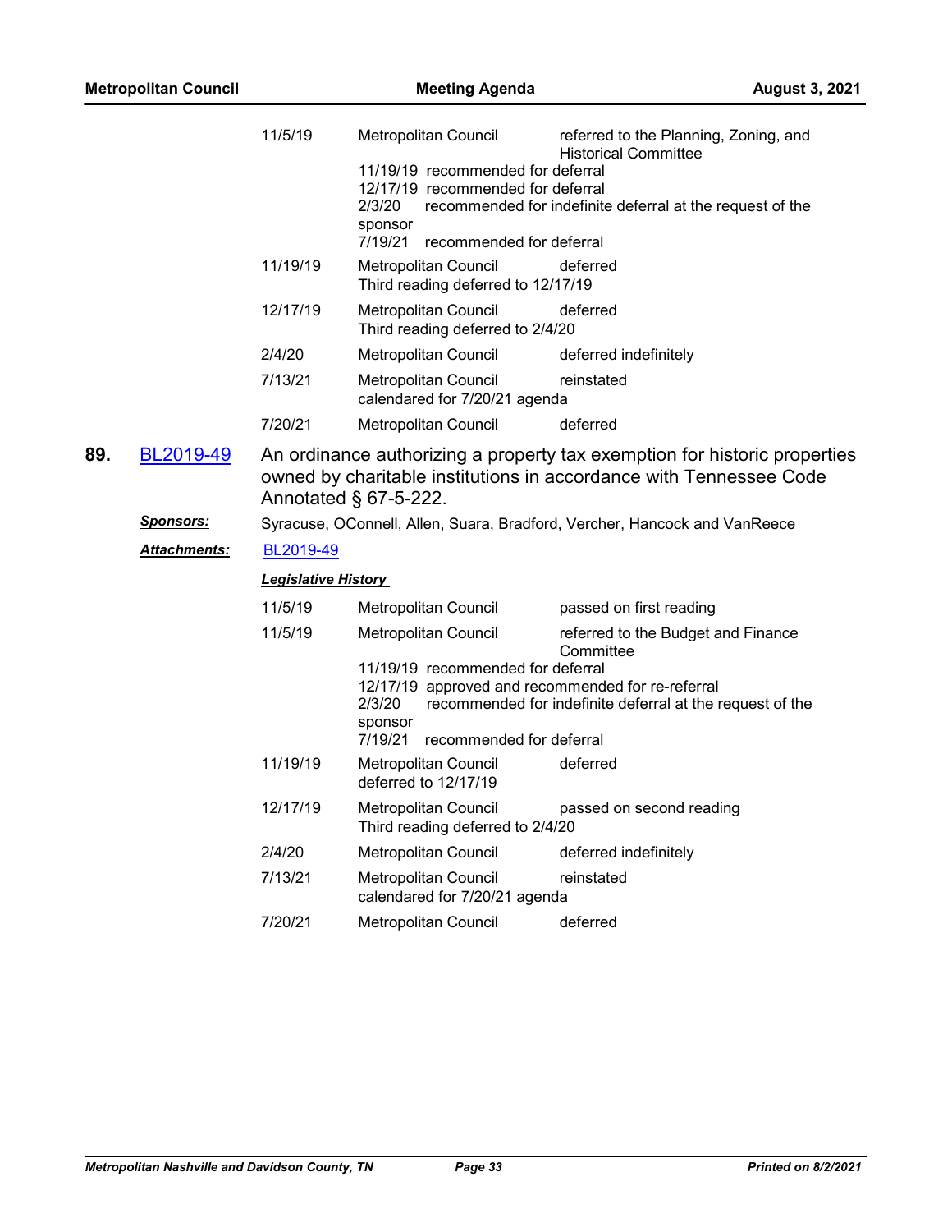| | | |
|---|---|---|
| 11/5/19 | Metropolitan Council | referred to the Planning, Zoning, and Historical Committee |
| | 11/19/19 recommended for deferral<br>12/17/19 recommended for deferral<br>2/3/20 recommended for indefinite deferral at the request of the sponsor<br>7/19/21 recommended for deferral | |
| 11/19/19 | Metropolitan Council<br>Third reading deferred to 12/17/19 | deferred |
| 12/17/19 | Metropolitan Council<br>Third reading deferred to 2/4/20 | deferred |
| 2/4/20 | Metropolitan Council | deferred indefinitely |
| 7/13/21 | Metropolitan Council<br>calendared for 7/20/21 agenda | reinstated |
| 7/20/21 | Metropolitan Council | deferred |

**89.** BL2019-49 An ordinance authorizing a property tax exemption for historic properties owned by charitable institutions in accordance with Tennessee Code Annotated § 67-5-222.

***Sponsors:*** Syracuse, OConnell, Allen, Suara, Bradford, Vercher, Hancock and VanReece

***Attachments:*** BL2019-49

***Legislative History***

| | | |
|---|---|---|
| 11/5/19 | Metropolitan Council | passed on first reading |
| 11/5/19 | Metropolitan Council | referred to the Budget and Finance Committee |
| | 11/19/19 recommended for deferral<br>12/17/19 approved and recommended for re-referral<br>2/3/20 recommended for indefinite deferral at the request of the sponsor<br>7/19/21 recommended for deferral | |
| 11/19/19 | Metropolitan Council<br>deferred to 12/17/19 | deferred |
| 12/17/19 | Metropolitan Council<br>Third reading deferred to 2/4/20 | passed on second reading |
| 2/4/20 | Metropolitan Council | deferred indefinitely |
| 7/13/21 | Metropolitan Council<br>calendared for 7/20/21 agenda | reinstated |
| 7/20/21 | Metropolitan Council | deferred |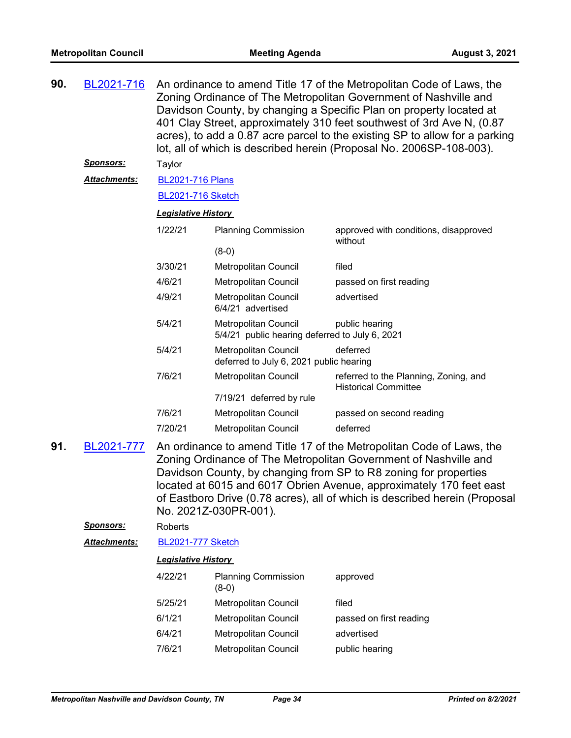**90.** BL2021-716 An ordinance to amend Title 17 of the Metropolitan Code of Laws, the Zoning Ordinance of The Metropolitan Government of Nashville and Davidson County, by changing a Specific Plan on property located at 401 Clay Street, approximately 310 feet southwest of 3rd Ave N, (0.87 acres), to add a 0.87 acre parcel to the existing SP to allow for a parking lot, all of which is described herein (Proposal No. 2006SP-108-003).

***Sponsors:*** Taylor

***Attachments:*** BL2021-716 Plans

BL2021-716 Sketch

***Legislative History***

| | | |
|---|---|---|
| 1/22/21 | Planning Commission (8-0) | approved with conditions, disapproved without |
| 3/30/21 | Metropolitan Council | filed |
| 4/6/21 | Metropolitan Council | passed on first reading |
| 4/9/21 | Metropolitan Council 6/4/21 advertised | advertised |
| 5/4/21 | Metropolitan Council 5/4/21 public hearing deferred to July 6, 2021 | public hearing |
| 5/4/21 | Metropolitan Council deferred to July 6, 2021 public hearing | deferred |
| 7/6/21 | Metropolitan Council 7/19/21 deferred by rule | referred to the Planning, Zoning, and Historical Committee |
| 7/6/21 | Metropolitan Council | passed on second reading |
| 7/20/21 | Metropolitan Council | deferred |

**91.** BL2021-777 An ordinance to amend Title 17 of the Metropolitan Code of Laws, the Zoning Ordinance of The Metropolitan Government of Nashville and Davidson County, by changing from SP to R8 zoning for properties located at 6015 and 6017 Obrien Avenue, approximately 170 feet east of Eastboro Drive (0.78 acres), all of which is described herein (Proposal No. 2021Z-030PR-001).

***Sponsors:*** Roberts

***Attachments:*** BL2021-777 Sketch

***Legislative History***

| | | |
|---|---|---|
| 4/22/21 | Planning Commission (8-0) | approved |
| 5/25/21 | Metropolitan Council | filed |
| 6/1/21 | Metropolitan Council | passed on first reading |
| 6/4/21 | Metropolitan Council | advertised |
| 7/6/21 | Metropolitan Council | public hearing |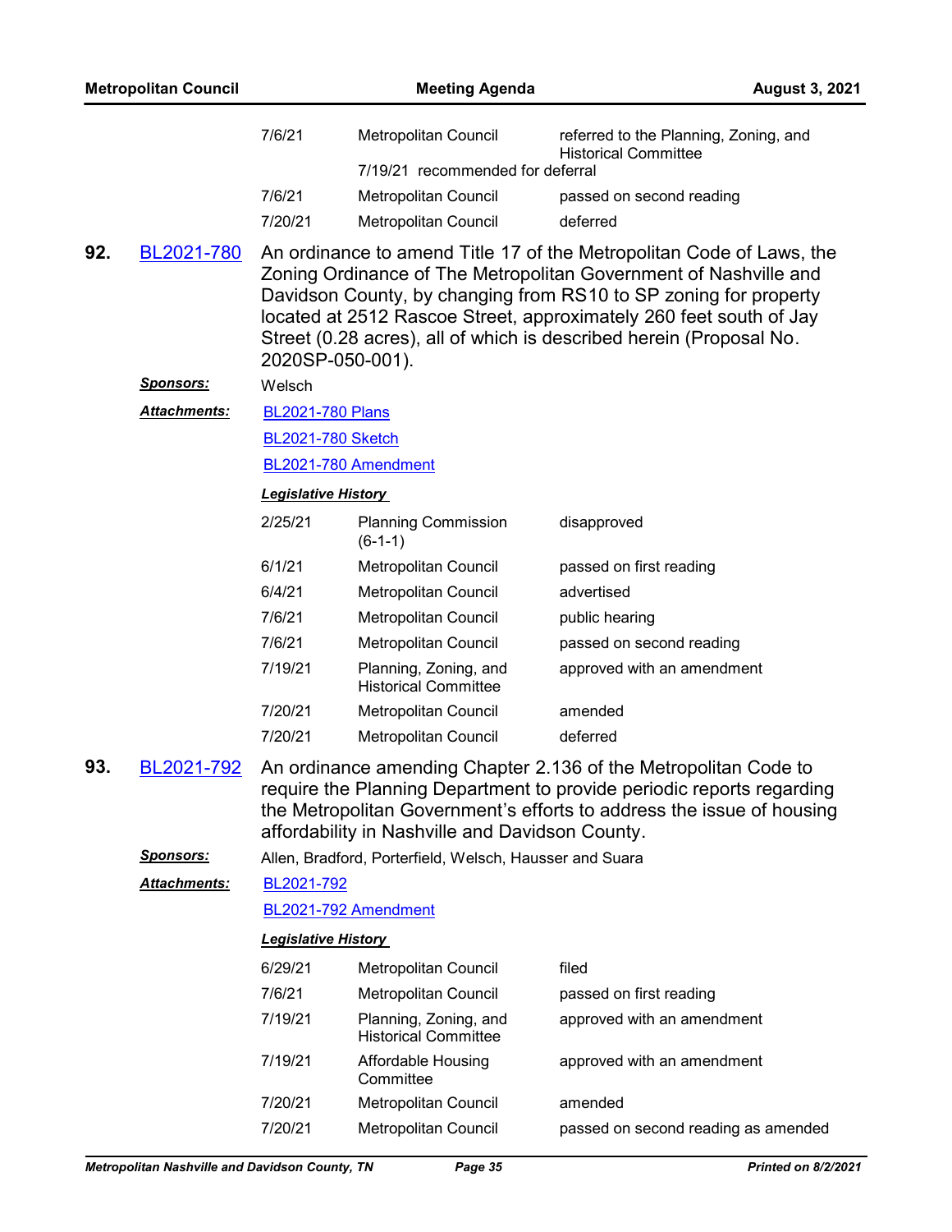| | | |
|---|---|---|
| 7/6/21 | Metropolitan Council | referred to the Planning, Zoning, and Historical Committee |
| | 7/19/21 recommended for deferral | |
| 7/6/21 | Metropolitan Council | passed on second reading |
| 7/20/21 | Metropolitan Council | deferred |

**92.** BL2021-780 An ordinance to amend Title 17 of the Metropolitan Code of Laws, the Zoning Ordinance of The Metropolitan Government of Nashville and Davidson County, by changing from RS10 to SP zoning for property located at 2512 Rascoe Street, approximately 260 feet south of Jay Street (0.28 acres), all of which is described herein (Proposal No. 2020SP-050-001).

***Sponsors:*** Welsch

***Attachments:*** BL2021-780 Plans

BL2021-780 Sketch

BL2021-780 Amendment

***Legislative History***

| | | |
|---|---|---|
| 2/25/21 | Planning Commission (6-1-1) | disapproved |
| 6/1/21 | Metropolitan Council | passed on first reading |
| 6/4/21 | Metropolitan Council | advertised |
| 7/6/21 | Metropolitan Council | public hearing |
| 7/6/21 | Metropolitan Council | passed on second reading |
| 7/19/21 | Planning, Zoning, and Historical Committee | approved with an amendment |
| 7/20/21 | Metropolitan Council | amended |
| 7/20/21 | Metropolitan Council | deferred |

**93.** BL2021-792 An ordinance amending Chapter 2.136 of the Metropolitan Code to require the Planning Department to provide periodic reports regarding the Metropolitan Government's efforts to address the issue of housing affordability in Nashville and Davidson County.

***Sponsors:*** Allen, Bradford, Porterfield, Welsch, Hausser and Suara

***Attachments:*** BL2021-792

BL2021-792 Amendment

***Legislative History***

| | | |
|---|---|---|
| 6/29/21 | Metropolitan Council | filed |
| 7/6/21 | Metropolitan Council | passed on first reading |
| 7/19/21 | Planning, Zoning, and Historical Committee | approved with an amendment |
| 7/19/21 | Affordable Housing Committee | approved with an amendment |
| 7/20/21 | Metropolitan Council | amended |
| 7/20/21 | Metropolitan Council | passed on second reading as amended |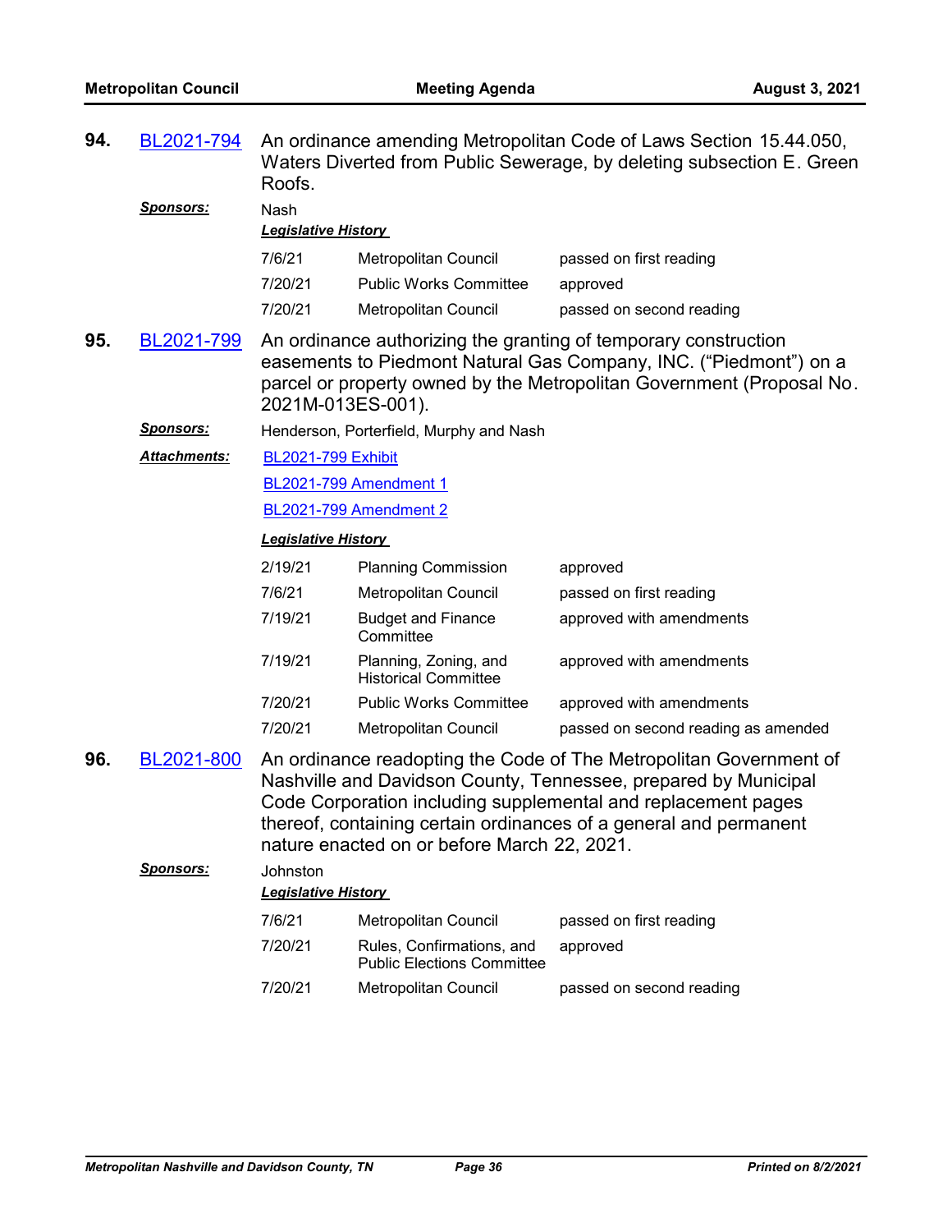**94.** BL2021-794 An ordinance amending Metropolitan Code of Laws Section 15.44.050, Waters Diverted from Public Sewerage, by deleting subsection E. Green Roofs.

***Sponsors:*** Nash

***Legislative History***

| | | |
|---|---|---|
| 7/6/21 | Metropolitan Council | passed on first reading |
| 7/20/21 | Public Works Committee | approved |
| 7/20/21 | Metropolitan Council | passed on second reading |

**95.** BL2021-799 An ordinance authorizing the granting of temporary construction easements to Piedmont Natural Gas Company, INC. ("Piedmont") on a parcel or property owned by the Metropolitan Government (Proposal No. 2021M-013ES-001).

***Sponsors:*** Henderson, Porterfield, Murphy and Nash

***Attachments:*** BL2021-799 Exhibit
BL2021-799 Amendment 1
BL2021-799 Amendment 2

***Legislative History***

| | | |
|---|---|---|
| 2/19/21 | Planning Commission | approved |
| 7/6/21 | Metropolitan Council | passed on first reading |
| 7/19/21 | Budget and Finance Committee | approved with amendments |
| 7/19/21 | Planning, Zoning, and Historical Committee | approved with amendments |
| 7/20/21 | Public Works Committee | approved with amendments |
| 7/20/21 | Metropolitan Council | passed on second reading as amended |

**96.** BL2021-800 An ordinance readopting the Code of The Metropolitan Government of Nashville and Davidson County, Tennessee, prepared by Municipal Code Corporation including supplemental and replacement pages thereof, containing certain ordinances of a general and permanent nature enacted on or before March 22, 2021.

***Sponsors:*** Johnston

***Legislative History***

| | | |
|---|---|---|
| 7/6/21 | Metropolitan Council | passed on first reading |
| 7/20/21 | Rules, Confirmations, and Public Elections Committee | approved |
| 7/20/21 | Metropolitan Council | passed on second reading |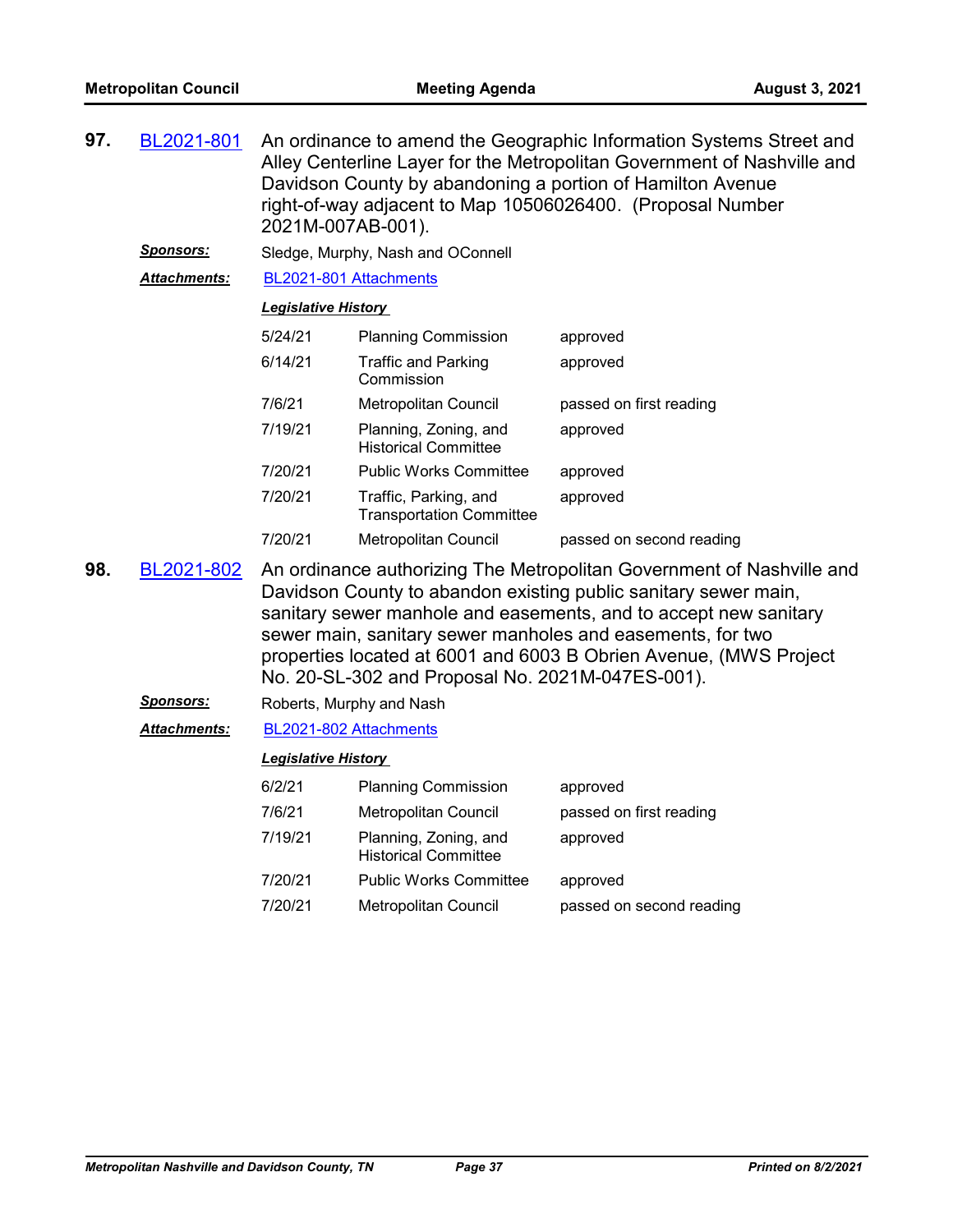**97.** BL2021-801 An ordinance to amend the Geographic Information Systems Street and Alley Centerline Layer for the Metropolitan Government of Nashville and Davidson County by abandoning a portion of Hamilton Avenue right-of-way adjacent to Map 10506026400. (Proposal Number 2021M-007AB-001).

***Sponsors:*** Sledge, Murphy, Nash and OConnell

***Attachments:*** BL2021-801 Attachments

***Legislative History***

| | | |
|---|---|---|
| 5/24/21 | Planning Commission | approved |
| 6/14/21 | Traffic and Parking Commission | approved |
| 7/6/21 | Metropolitan Council | passed on first reading |
| 7/19/21 | Planning, Zoning, and Historical Committee | approved |
| 7/20/21 | Public Works Committee | approved |
| 7/20/21 | Traffic, Parking, and Transportation Committee | approved |
| 7/20/21 | Metropolitan Council | passed on second reading |

**98.** BL2021-802 An ordinance authorizing The Metropolitan Government of Nashville and Davidson County to abandon existing public sanitary sewer main, sanitary sewer manhole and easements, and to accept new sanitary sewer main, sanitary sewer manholes and easements, for two properties located at 6001 and 6003 B Obrien Avenue, (MWS Project No. 20-SL-302 and Proposal No. 2021M-047ES-001).

***Sponsors:*** Roberts, Murphy and Nash

***Attachments:*** BL2021-802 Attachments

***Legislative History***

| | | |
|---|---|---|
| 6/2/21 | Planning Commission | approved |
| 7/6/21 | Metropolitan Council | passed on first reading |
| 7/19/21 | Planning, Zoning, and Historical Committee | approved |
| 7/20/21 | Public Works Committee | approved |
| 7/20/21 | Metropolitan Council | passed on second reading |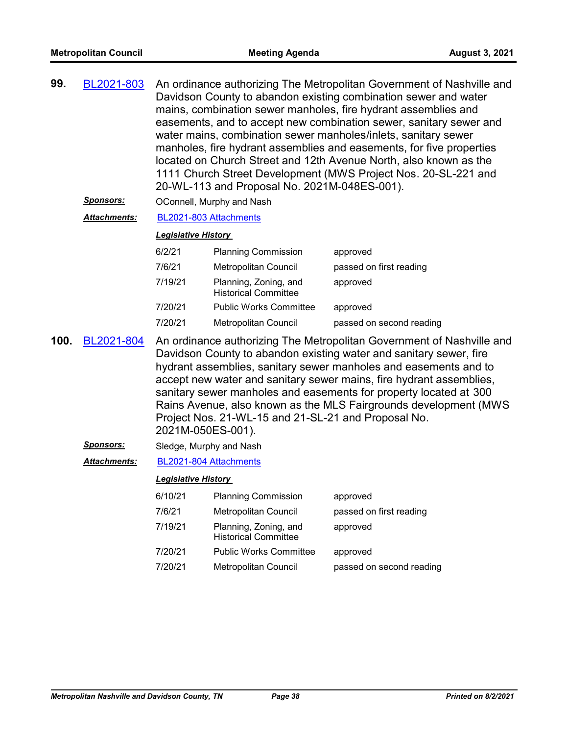**99.** BL2021-803 An ordinance authorizing The Metropolitan Government of Nashville and Davidson County to abandon existing combination sewer and water mains, combination sewer manholes, fire hydrant assemblies and easements, and to accept new combination sewer, sanitary sewer and water mains, combination sewer manholes/inlets, sanitary sewer manholes, fire hydrant assemblies and easements, for five properties located on Church Street and 12th Avenue North, also known as the 1111 Church Street Development (MWS Project Nos. 20-SL-221 and 20-WL-113 and Proposal No. 2021M-048ES-001).

***Sponsors:*** OConnell, Murphy and Nash

***Attachments:*** BL2021-803 Attachments

***Legislative History***

| | | |
|---|---|---|
| 6/2/21 | Planning Commission | approved |
| 7/6/21 | Metropolitan Council | passed on first reading |
| 7/19/21 | Planning, Zoning, and Historical Committee | approved |
| 7/20/21 | Public Works Committee | approved |
| 7/20/21 | Metropolitan Council | passed on second reading |

**100.** BL2021-804 An ordinance authorizing The Metropolitan Government of Nashville and Davidson County to abandon existing water and sanitary sewer, fire hydrant assemblies, sanitary sewer manholes and easements and to accept new water and sanitary sewer mains, fire hydrant assemblies, sanitary sewer manholes and easements for property located at 300 Rains Avenue, also known as the MLS Fairgrounds development (MWS Project Nos. 21-WL-15 and 21-SL-21 and Proposal No. 2021M-050ES-001).

***Sponsors:*** Sledge, Murphy and Nash

***Attachments:*** BL2021-804 Attachments

***Legislative History***

| | | |
|---|---|---|
| 6/10/21 | Planning Commission | approved |
| 7/6/21 | Metropolitan Council | passed on first reading |
| 7/19/21 | Planning, Zoning, and Historical Committee | approved |
| 7/20/21 | Public Works Committee | approved |
| 7/20/21 | Metropolitan Council | passed on second reading |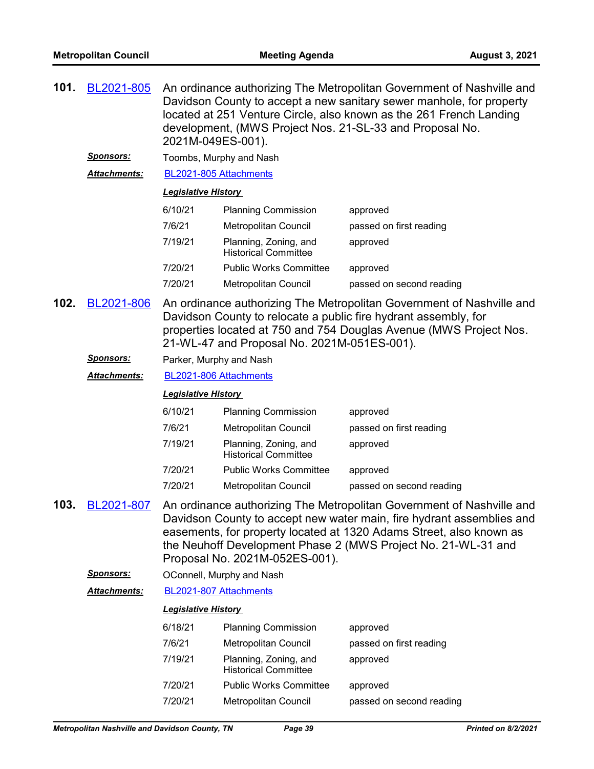**101.** BL2021-805 An ordinance authorizing The Metropolitan Government of Nashville and Davidson County to accept a new sanitary sewer manhole, for property located at 251 Venture Circle, also known as the 261 French Landing development, (MWS Project Nos. 21-SL-33 and Proposal No. 2021M-049ES-001).

***Sponsors:*** Toombs, Murphy and Nash

***Attachments:*** BL2021-805 Attachments

***Legislative History***

| | | |
|---|---|---|
| 6/10/21 | Planning Commission | approved |
| 7/6/21 | Metropolitan Council | passed on first reading |
| 7/19/21 | Planning, Zoning, and Historical Committee | approved |
| 7/20/21 | Public Works Committee | approved |
| 7/20/21 | Metropolitan Council | passed on second reading |

**102.** BL2021-806 An ordinance authorizing The Metropolitan Government of Nashville and Davidson County to relocate a public fire hydrant assembly, for properties located at 750 and 754 Douglas Avenue (MWS Project Nos. 21-WL-47 and Proposal No. 2021M-051ES-001).

***Sponsors:*** Parker, Murphy and Nash

***Attachments:*** BL2021-806 Attachments

***Legislative History***

| | | |
|---|---|---|
| 6/10/21 | Planning Commission | approved |
| 7/6/21 | Metropolitan Council | passed on first reading |
| 7/19/21 | Planning, Zoning, and Historical Committee | approved |
| 7/20/21 | Public Works Committee | approved |
| 7/20/21 | Metropolitan Council | passed on second reading |

**103.** BL2021-807 An ordinance authorizing The Metropolitan Government of Nashville and Davidson County to accept new water main, fire hydrant assemblies and easements, for property located at 1320 Adams Street, also known as the Neuhoff Development Phase 2 (MWS Project No. 21-WL-31 and Proposal No. 2021M-052ES-001).

***Sponsors:*** OConnell, Murphy and Nash

***Attachments:*** BL2021-807 Attachments

***Legislative History***

| | | |
|---|---|---|
| 6/18/21 | Planning Commission | approved |
| 7/6/21 | Metropolitan Council | passed on first reading |
| 7/19/21 | Planning, Zoning, and Historical Committee | approved |
| 7/20/21 | Public Works Committee | approved |
| 7/20/21 | Metropolitan Council | passed on second reading |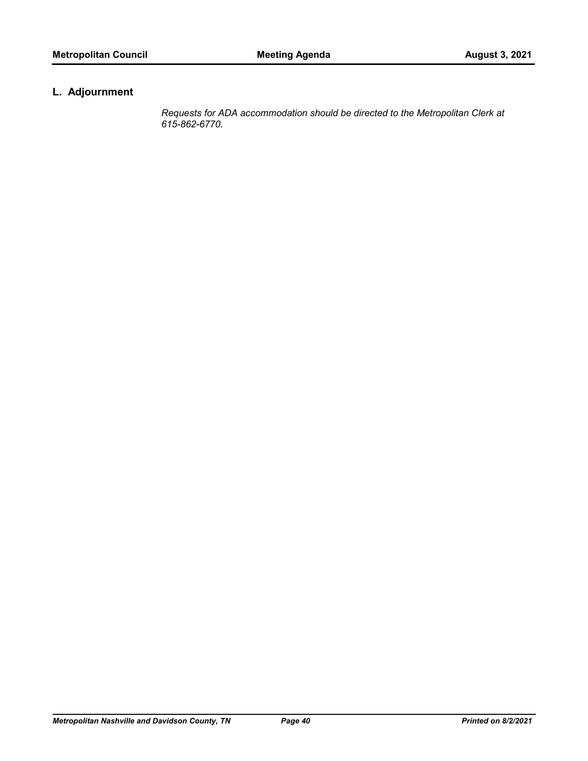## L. Adjournment

*Requests for ADA accommodation should be directed to the Metropolitan Clerk at 615-862-6770.*